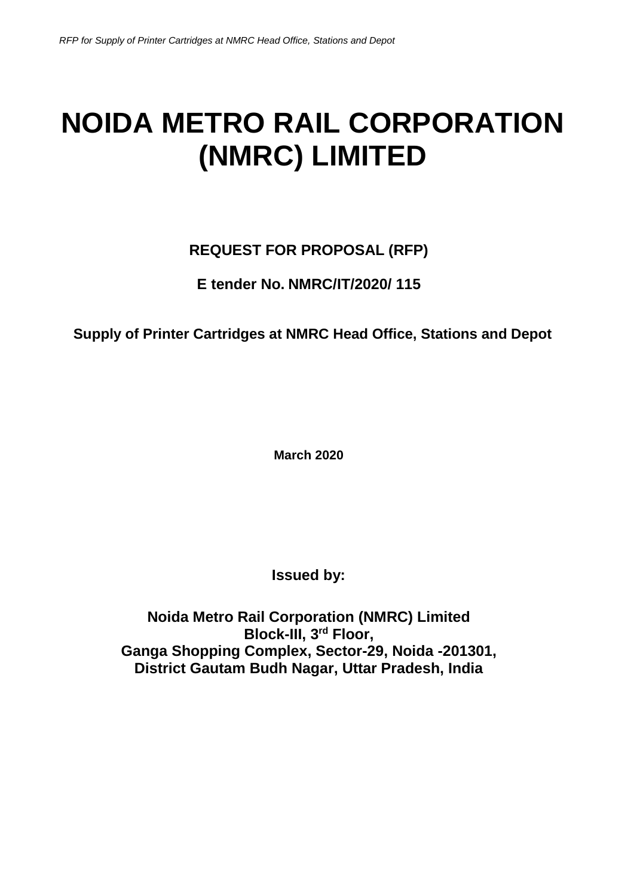# NOIDA METRO RAIL CORPORATION (NMRC) LIMITED

**REQUEST FOR PROPOSAL (RFP)**

**E tender No. NMRC/IT/2020/ 115**

**Supply of Printer Cartridges at NMRC Head Office, Stations and Depot**

**March 2020**

**Issued by:**

**Noida Metro Rail Corporation (NMRC) Limited**
**Block-III, 3rd Floor,**
**Ganga Shopping Complex, Sector-29, Noida -201301,**
**District Gautam Budh Nagar, Uttar Pradesh, India**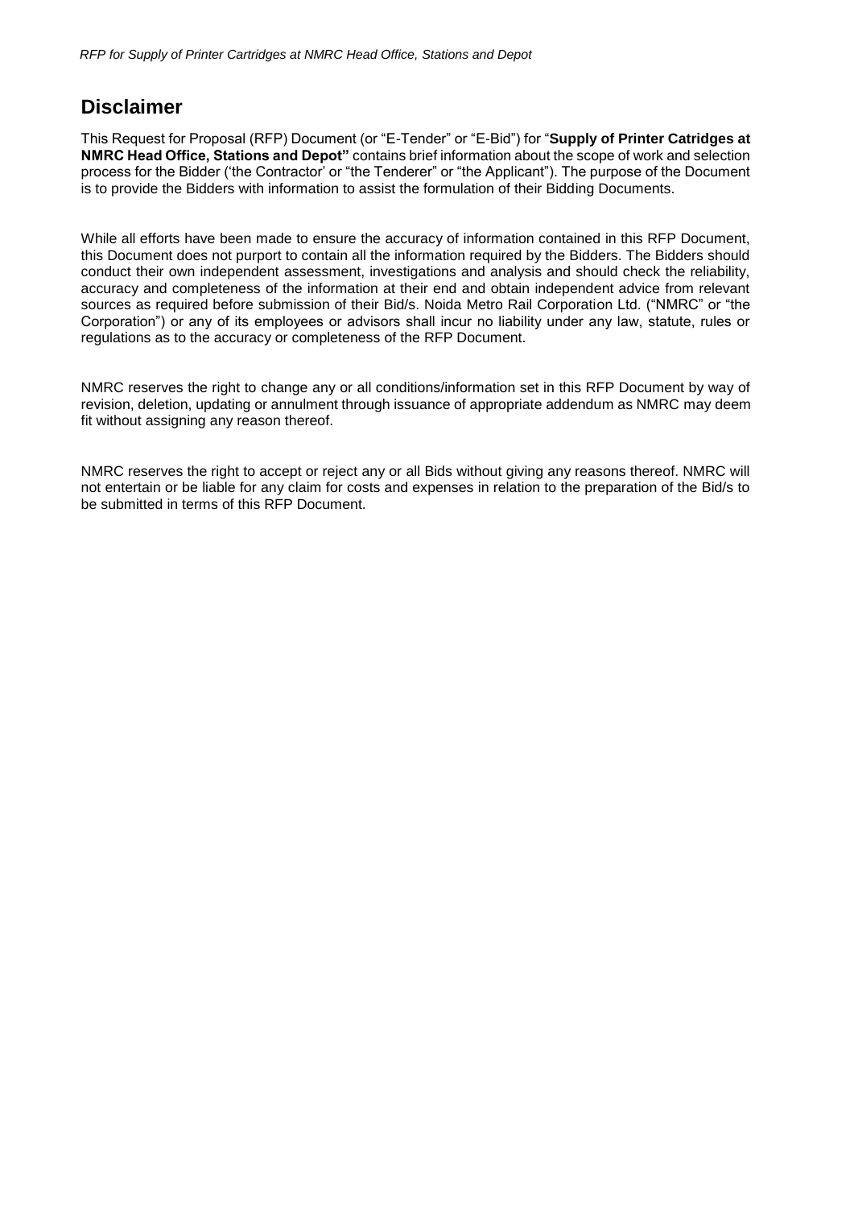## Disclaimer

This Request for Proposal (RFP) Document (or "E-Tender" or "E-Bid") for "**Supply of Printer Catridges at NMRC Head Office, Stations and Depot"** contains brief information about the scope of work and selection process for the Bidder ('the Contractor' or "the Tenderer" or "the Applicant"). The purpose of the Document is to provide the Bidders with information to assist the formulation of their Bidding Documents.

While all efforts have been made to ensure the accuracy of information contained in this RFP Document, this Document does not purport to contain all the information required by the Bidders. The Bidders should conduct their own independent assessment, investigations and analysis and should check the reliability, accuracy and completeness of the information at their end and obtain independent advice from relevant sources as required before submission of their Bid/s. Noida Metro Rail Corporation Ltd. ("NMRC" or "the Corporation") or any of its employees or advisors shall incur no liability under any law, statute, rules or regulations as to the accuracy or completeness of the RFP Document.

NMRC reserves the right to change any or all conditions/information set in this RFP Document by way of revision, deletion, updating or annulment through issuance of appropriate addendum as NMRC may deem fit without assigning any reason thereof.

NMRC reserves the right to accept or reject any or all Bids without giving any reasons thereof. NMRC will not entertain or be liable for any claim for costs and expenses in relation to the preparation of the Bid/s to be submitted in terms of this RFP Document.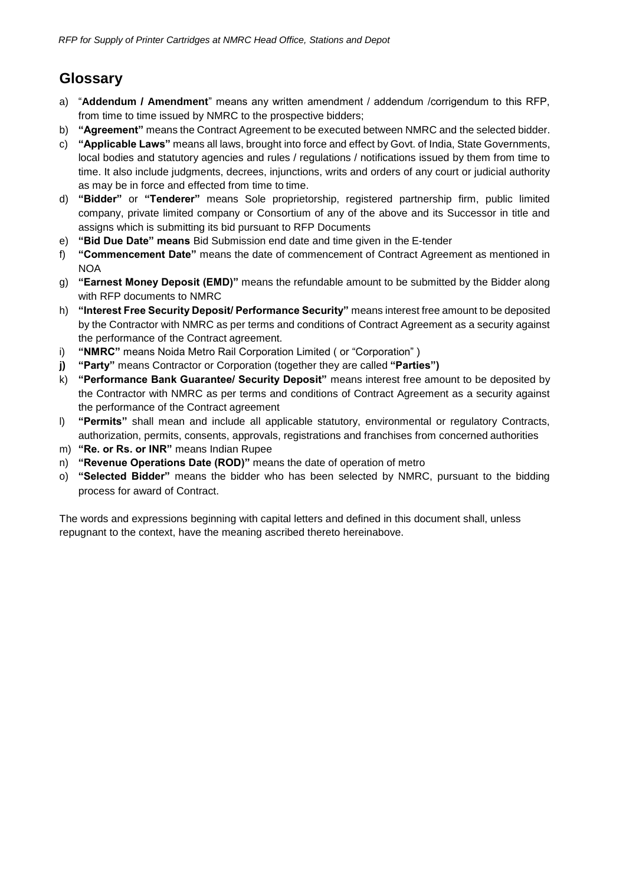## Glossary

a) "**Addendum / Amendment**" means any written amendment / addendum /corrigendum to this RFP, from time to time issued by NMRC to the prospective bidders;

b) **"Agreement"** means the Contract Agreement to be executed between NMRC and the selected bidder.

c) **"Applicable Laws"** means all laws, brought into force and effect by Govt. of India, State Governments, local bodies and statutory agencies and rules / regulations / notifications issued by them from time to time. It also include judgments, decrees, injunctions, writs and orders of any court or judicial authority as may be in force and effected from time to time.

d) **"Bidder"** or **"Tenderer"** means Sole proprietorship, registered partnership firm, public limited company, private limited company or Consortium of any of the above and its Successor in title and assigns which is submitting its bid pursuant to RFP Documents

e) **"Bid Due Date" means** Bid Submission end date and time given in the E-tender

f) **"Commencement Date"** means the date of commencement of Contract Agreement as mentioned in NOA

g) **"Earnest Money Deposit (EMD)"** means the refundable amount to be submitted by the Bidder along with RFP documents to NMRC

h) **"Interest Free Security Deposit/ Performance Security"** means interest free amount to be deposited by the Contractor with NMRC as per terms and conditions of Contract Agreement as a security against the performance of the Contract agreement.

i) **"NMRC"** means Noida Metro Rail Corporation Limited ( or "Corporation" )

**j)** **"Party"** means Contractor or Corporation (together they are called **"Parties")**

k) **"Performance Bank Guarantee/ Security Deposit"** means interest free amount to be deposited by the Contractor with NMRC as per terms and conditions of Contract Agreement as a security against the performance of the Contract agreement

l) **"Permits"** shall mean and include all applicable statutory, environmental or regulatory Contracts, authorization, permits, consents, approvals, registrations and franchises from concerned authorities

m) **"Re. or Rs. or INR"** means Indian Rupee

n) **"Revenue Operations Date (ROD)"** means the date of operation of metro

o) **"Selected Bidder"** means the bidder who has been selected by NMRC, pursuant to the bidding process for award of Contract.

The words and expressions beginning with capital letters and defined in this document shall, unless repugnant to the context, have the meaning ascribed thereto hereinabove.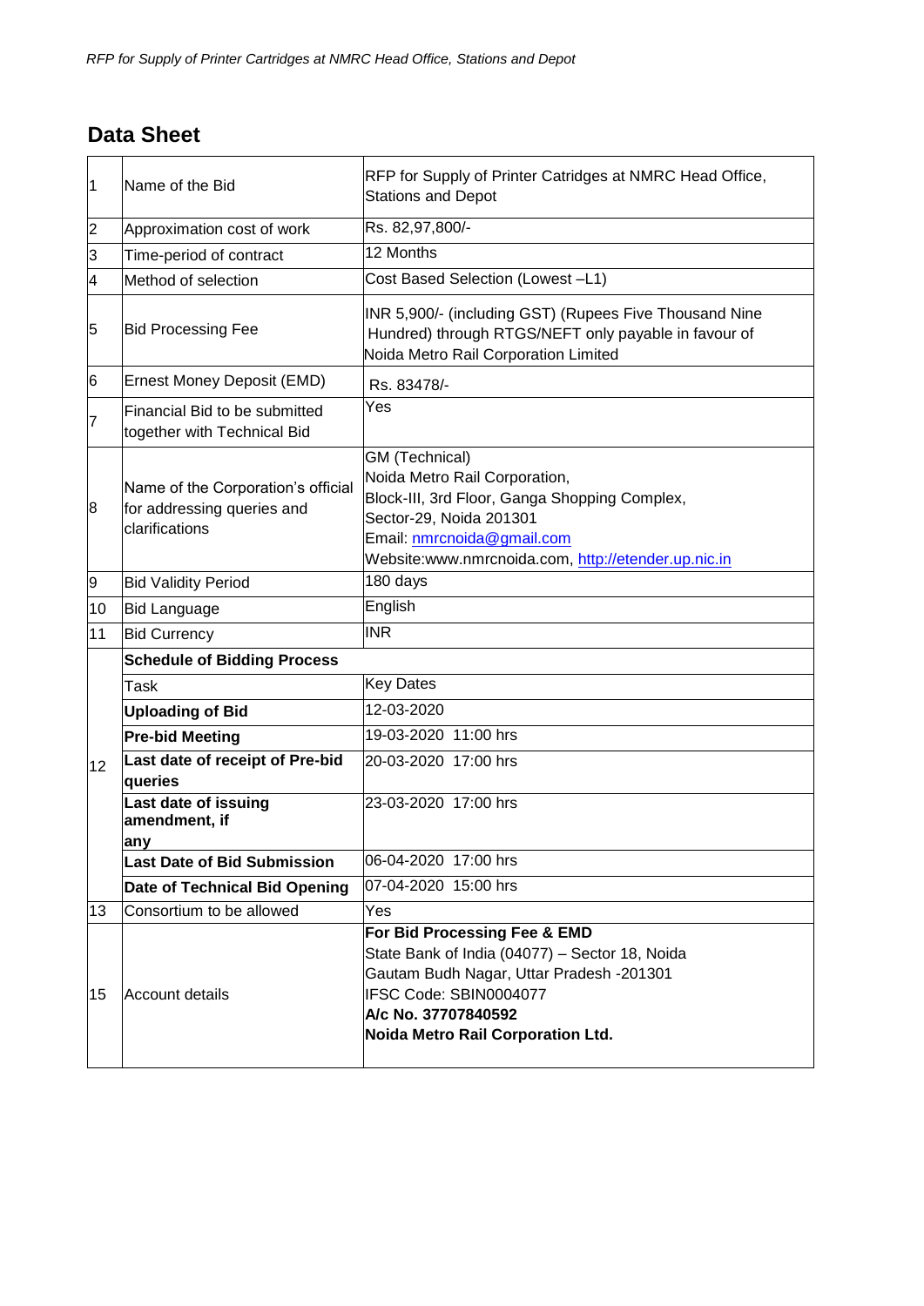## Data Sheet

| | | |
|---|---|---|
| 1 | Name of the Bid | RFP for Supply of Printer Catridges at NMRC Head Office, Stations and Depot |
| 2 | Approximation cost of work | Rs. 82,97,800/- |
| 3 | Time-period of contract | 12 Months |
| 4 | Method of selection | Cost Based Selection (Lowest –L1) |
| 5 | Bid Processing Fee | INR 5,900/- (including GST) (Rupees Five Thousand Nine Hundred) through RTGS/NEFT only payable in favour of Noida Metro Rail Corporation Limited |
| 6 | Ernest Money Deposit (EMD) | Rs. 83478/- |
| 7 | Financial Bid to be submitted together with Technical Bid | Yes |
| 8 | Name of the Corporation's official for addressing queries and clarifications | GM (Technical)<br>Noida Metro Rail Corporation,<br>Block-III, 3rd Floor, Ganga Shopping Complex,<br>Sector-29, Noida 201301<br>Email: nmrcnoida@gmail.com<br>Website:www.nmrcnoida.com, http://etender.up.nic.in |
| 9 | Bid Validity Period | 180 days |
| 10 | Bid Language | English |
| 11 | Bid Currency | INR |
| 12 | **Schedule of Bidding Process** | |
| | Task | Key Dates |
| | **Uploading of Bid** | 12-03-2020 |
| | **Pre-bid Meeting** | 19-03-2020 11:00 hrs |
| | **Last date of receipt of Pre-bid queries** | 20-03-2020 17:00 hrs |
| | **Last date of issuing amendment, if any** | 23-03-2020 17:00 hrs |
| | **Last Date of Bid Submission** | 06-04-2020 17:00 hrs |
| | **Date of Technical Bid Opening** | 07-04-2020 15:00 hrs |
| 13 | Consortium to be allowed | Yes |
| 15 | Account details | **For Bid Processing Fee & EMD**<br>State Bank of India (04077) – Sector 18, Noida<br>Gautam Budh Nagar, Uttar Pradesh -201301<br>IFSC Code: SBIN0004077<br>**A/c No. 37707840592**<br>**Noida Metro Rail Corporation Ltd.** |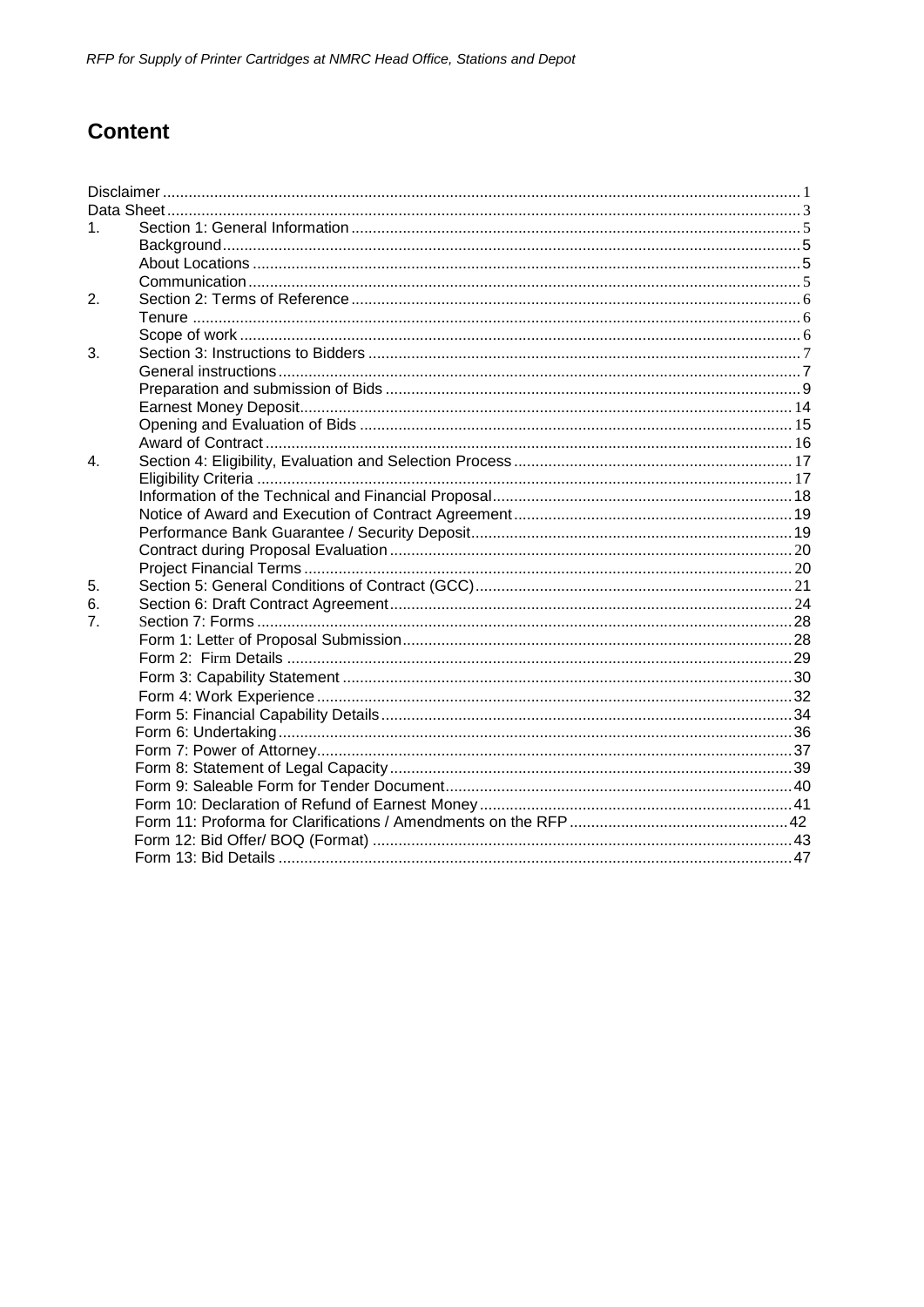# Content

| | | |
|---|---|---|
| Disclaimer | | 1 |
| Data Sheet | | 3 |
| 1. | Section 1: General Information | 5 |
| | Background | 5 |
| | About Locations | 5 |
| | Communication | 5 |
| 2. | Section 2: Terms of Reference | 6 |
| | Tenure | 6 |
| | Scope of work | 6 |
| 3. | Section 3: Instructions to Bidders | 7 |
| | General instructions | 7 |
| | Preparation and submission of Bids | 9 |
| | Earnest Money Deposit | 14 |
| | Opening and Evaluation of Bids | 15 |
| | Award of Contract | 16 |
| 4. | Section 4: Eligibility, Evaluation and Selection Process | 17 |
| | Eligibility Criteria | 17 |
| | Information of the Technical and Financial Proposal | 18 |
| | Notice of Award and Execution of Contract Agreement | 19 |
| | Performance Bank Guarantee / Security Deposit | 19 |
| | Contract during Proposal Evaluation | 20 |
| | Project Financial Terms | 20 |
| 5. | Section 5: General Conditions of Contract (GCC) | 21 |
| 6. | Section 6: Draft Contract Agreement | 24 |
| 7. | Section 7: Forms | 28 |
| | Form 1: Letter of Proposal Submission | 28 |
| | Form 2: Firm Details | 29 |
| | Form 3: Capability Statement | 30 |
| | Form 4: Work Experience | 32 |
| | Form 5: Financial Capability Details | 34 |
| | Form 6: Undertaking | 36 |
| | Form 7: Power of Attorney | 37 |
| | Form 8: Statement of Legal Capacity | 39 |
| | Form 9: Saleable Form for Tender Document | 40 |
| | Form 10: Declaration of Refund of Earnest Money | 41 |
| | Form 11: Proforma for Clarifications / Amendments on the RFP | 42 |
| | Form 12: Bid Offer/ BOQ (Format) | 43 |
| | Form 13: Bid Details | 47 |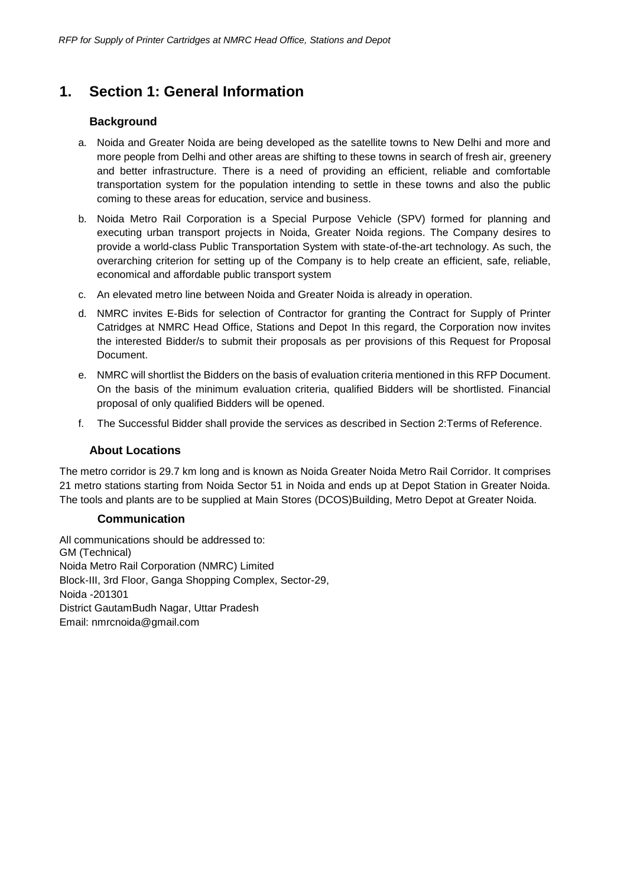# 1. Section 1: General Information

### Background

a. Noida and Greater Noida are being developed as the satellite towns to New Delhi and more and more people from Delhi and other areas are shifting to these towns in search of fresh air, greenery and better infrastructure. There is a need of providing an efficient, reliable and comfortable transportation system for the population intending to settle in these towns and also the public coming to these areas for education, service and business.

b. Noida Metro Rail Corporation is a Special Purpose Vehicle (SPV) formed for planning and executing urban transport projects in Noida, Greater Noida regions. The Company desires to provide a world-class Public Transportation System with state-of-the-art technology. As such, the overarching criterion for setting up of the Company is to help create an efficient, safe, reliable, economical and affordable public transport system

c. An elevated metro line between Noida and Greater Noida is already in operation.

d. NMRC invites E-Bids for selection of Contractor for granting the Contract for Supply of Printer Catridges at NMRC Head Office, Stations and Depot In this regard, the Corporation now invites the interested Bidder/s to submit their proposals as per provisions of this Request for Proposal Document.

e. NMRC will shortlist the Bidders on the basis of evaluation criteria mentioned in this RFP Document. On the basis of the minimum evaluation criteria, qualified Bidders will be shortlisted. Financial proposal of only qualified Bidders will be opened.

f. The Successful Bidder shall provide the services as described in Section 2:Terms of Reference.

### About Locations

The metro corridor is 29.7 km long and is known as Noida Greater Noida Metro Rail Corridor. It comprises 21 metro stations starting from Noida Sector 51 in Noida and ends up at Depot Station in Greater Noida. The tools and plants are to be supplied at Main Stores (DCOS)Building, Metro Depot at Greater Noida.

### Communication

All communications should be addressed to:
GM (Technical)
Noida Metro Rail Corporation (NMRC) Limited
Block-III, 3rd Floor, Ganga Shopping Complex, Sector-29,
Noida -201301
District GautamBudh Nagar, Uttar Pradesh
Email: nmrcnoida@gmail.com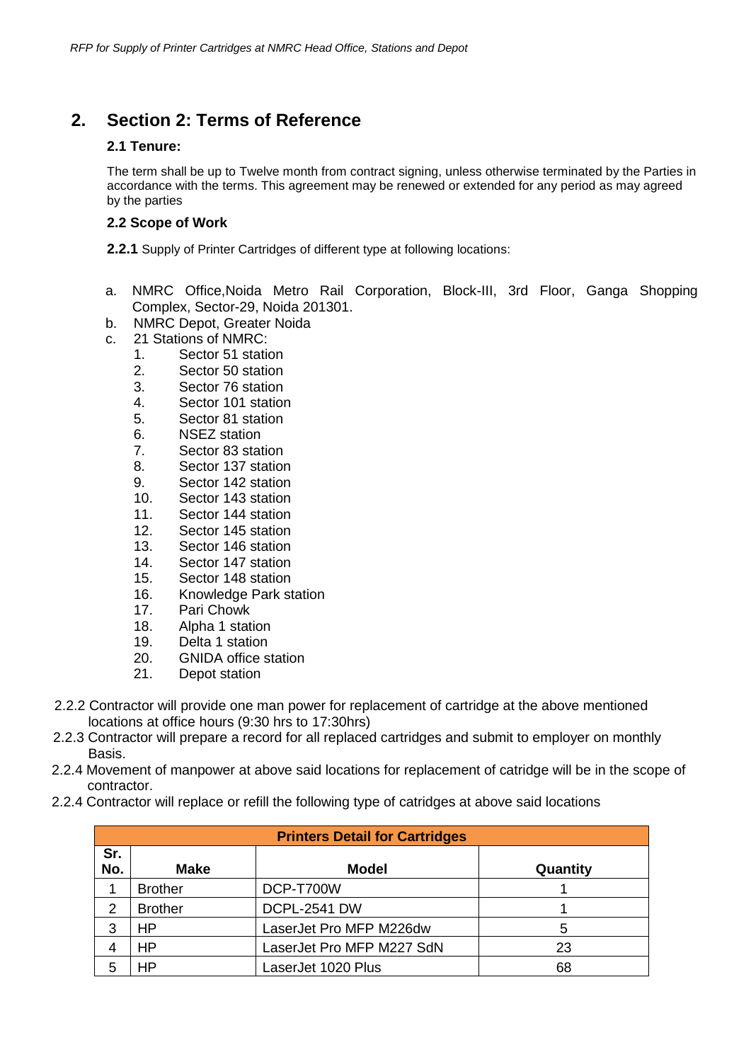# 2. Section 2: Terms of Reference

### 2.1 Tenure:

The term shall be up to Twelve month from contract signing, unless otherwise terminated by the Parties in accordance with the terms. This agreement may be renewed or extended for any period as may agreed by the parties

### 2.2 Scope of Work

**2.2.1** Supply of Printer Cartridges of different type at following locations:

a. NMRC Office,Noida Metro Rail Corporation, Block-III, 3rd Floor, Ganga Shopping Complex, Sector-29, Noida 201301.
b. NMRC Depot, Greater Noida
c. 21 Stations of NMRC:
   1. Sector 51 station
   2. Sector 50 station
   3. Sector 76 station
   4. Sector 101 station
   5. Sector 81 station
   6. NSEZ station
   7. Sector 83 station
   8. Sector 137 station
   9. Sector 142 station
   10. Sector 143 station
   11. Sector 144 station
   12. Sector 145 station
   13. Sector 146 station
   14. Sector 147 station
   15. Sector 148 station
   16. Knowledge Park station
   17. Pari Chowk
   18. Alpha 1 station
   19. Delta 1 station
   20. GNIDA office station
   21. Depot station

2.2.2 Contractor will provide one man power for replacement of cartridge at the above mentioned locations at office hours (9:30 hrs to 17:30hrs)

2.2.3 Contractor will prepare a record for all replaced cartridges and submit to employer on monthly Basis.

2.2.4 Movement of manpower at above said locations for replacement of catridge will be in the scope of contractor.

2.2.4 Contractor will replace or refill the following type of catridges at above said locations

| Printers Detail for Cartridges | | | |
|---|---|---|---|
| Sr. No. | Make | Model | Quantity |
| 1 | Brother | DCP-T700W | 1 |
| 2 | Brother | DCPL-2541 DW | 1 |
| 3 | HP | LaserJet Pro MFP M226dw | 5 |
| 4 | HP | LaserJet Pro MFP M227 SdN | 23 |
| 5 | HP | LaserJet 1020 Plus | 68 |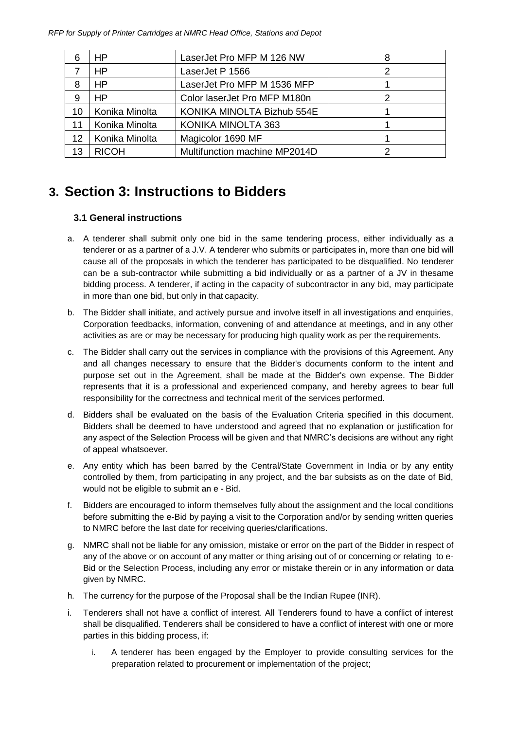| 6 | HP | LaserJet Pro MFP M 126 NW | 8 |
|---|---|---|---|
| 7 | HP | LaserJet P 1566 | 2 |
| 8 | HP | LaserJet Pro MFP M 1536 MFP | 1 |
| 9 | HP | Color laserJet Pro MFP M180n | 2 |
| 10 | Konika Minolta | KONIKA MINOLTA Bizhub 554E | 1 |
| 11 | Konika Minolta | KONIKA MINOLTA 363 | 1 |
| 12 | Konika Minolta | Magicolor 1690 MF | 1 |
| 13 | RICOH | Multifunction machine MP2014D | 2 |

# 3. Section 3: Instructions to Bidders

### 3.1 General instructions

a. A tenderer shall submit only one bid in the same tendering process, either individually as a tenderer or as a partner of a J.V. A tenderer who submits or participates in, more than one bid will cause all of the proposals in which the tenderer has participated to be disqualified. No tenderer can be a sub-contractor while submitting a bid individually or as a partner of a JV in thesame bidding process. A tenderer, if acting in the capacity of subcontractor in any bid, may participate in more than one bid, but only in that capacity.

b. The Bidder shall initiate, and actively pursue and involve itself in all investigations and enquiries, Corporation feedbacks, information, convening of and attendance at meetings, and in any other activities as are or may be necessary for producing high quality work as per the requirements.

c. The Bidder shall carry out the services in compliance with the provisions of this Agreement. Any and all changes necessary to ensure that the Bidder's documents conform to the intent and purpose set out in the Agreement, shall be made at the Bidder's own expense. The Bidder represents that it is a professional and experienced company, and hereby agrees to bear full responsibility for the correctness and technical merit of the services performed.

d. Bidders shall be evaluated on the basis of the Evaluation Criteria specified in this document. Bidders shall be deemed to have understood and agreed that no explanation or justification for any aspect of the Selection Process will be given and that NMRC's decisions are without any right of appeal whatsoever.

e. Any entity which has been barred by the Central/State Government in India or by any entity controlled by them, from participating in any project, and the bar subsists as on the date of Bid, would not be eligible to submit an e - Bid.

f. Bidders are encouraged to inform themselves fully about the assignment and the local conditions before submitting the e-Bid by paying a visit to the Corporation and/or by sending written queries to NMRC before the last date for receiving queries/clarifications.

g. NMRC shall not be liable for any omission, mistake or error on the part of the Bidder in respect of any of the above or on account of any matter or thing arising out of or concerning or relating to e-Bid or the Selection Process, including any error or mistake therein or in any information or data given by NMRC.

h. The currency for the purpose of the Proposal shall be the Indian Rupee (INR).

i. Tenderers shall not have a conflict of interest. All Tenderers found to have a conflict of interest shall be disqualified. Tenderers shall be considered to have a conflict of interest with one or more parties in this bidding process, if:

   i. A tenderer has been engaged by the Employer to provide consulting services for the preparation related to procurement or implementation of the project;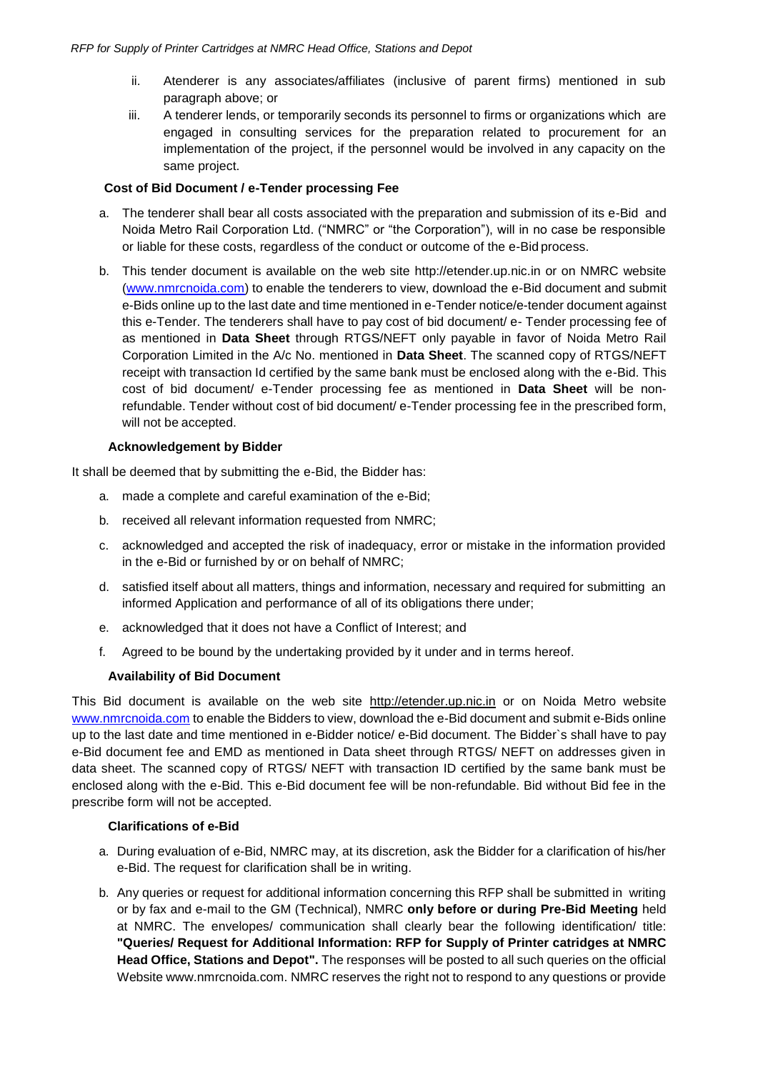ii. Atenderer is any associates/affiliates (inclusive of parent firms) mentioned in sub paragraph above; or

iii. A tenderer lends, or temporarily seconds its personnel to firms or organizations which are engaged in consulting services for the preparation related to procurement for an implementation of the project, if the personnel would be involved in any capacity on the same project.

**Cost of Bid Document / e-Tender processing Fee**

a. The tenderer shall bear all costs associated with the preparation and submission of its e-Bid and Noida Metro Rail Corporation Ltd. ("NMRC" or "the Corporation"), will in no case be responsible or liable for these costs, regardless of the conduct or outcome of the e-Bid process.

b. This tender document is available on the web site http://etender.up.nic.in or on NMRC website (www.nmrcnoida.com) to enable the tenderers to view, download the e-Bid document and submit e-Bids online up to the last date and time mentioned in e-Tender notice/e-tender document against this e-Tender. The tenderers shall have to pay cost of bid document/ e- Tender processing fee of as mentioned in **Data Sheet** through RTGS/NEFT only payable in favor of Noida Metro Rail Corporation Limited in the A/c No. mentioned in **Data Sheet**. The scanned copy of RTGS/NEFT receipt with transaction Id certified by the same bank must be enclosed along with the e-Bid. This cost of bid document/ e-Tender processing fee as mentioned in **Data Sheet** will be non-refundable. Tender without cost of bid document/ e-Tender processing fee in the prescribed form, will not be accepted.

**Acknowledgement by Bidder**

It shall be deemed that by submitting the e-Bid, the Bidder has:

a. made a complete and careful examination of the e-Bid;

b. received all relevant information requested from NMRC;

c. acknowledged and accepted the risk of inadequacy, error or mistake in the information provided in the e-Bid or furnished by or on behalf of NMRC;

d. satisfied itself about all matters, things and information, necessary and required for submitting an informed Application and performance of all of its obligations there under;

e. acknowledged that it does not have a Conflict of Interest; and

f. Agreed to be bound by the undertaking provided by it under and in terms hereof.

**Availability of Bid Document**

This Bid document is available on the web site http://etender.up.nic.in or on Noida Metro website www.nmrcnoida.com to enable the Bidders to view, download the e-Bid document and submit e-Bids online up to the last date and time mentioned in e-Bidder notice/ e-Bid document. The Bidder`s shall have to pay e-Bid document fee and EMD as mentioned in Data sheet through RTGS/ NEFT on addresses given in data sheet. The scanned copy of RTGS/ NEFT with transaction ID certified by the same bank must be enclosed along with the e-Bid. This e-Bid document fee will be non-refundable. Bid without Bid fee in the prescribe form will not be accepted.

**Clarifications of e-Bid**

a. During evaluation of e-Bid, NMRC may, at its discretion, ask the Bidder for a clarification of his/her e-Bid. The request for clarification shall be in writing.

b. Any queries or request for additional information concerning this RFP shall be submitted in writing or by fax and e-mail to the GM (Technical), NMRC **only before or during Pre-Bid Meeting** held at NMRC. The envelopes/ communication shall clearly bear the following identification/ title: **"Queries/ Request for Additional Information: RFP for Supply of Printer catridges at NMRC Head Office, Stations and Depot".** The responses will be posted to all such queries on the official Website www.nmrcnoida.com. NMRC reserves the right not to respond to any questions or provide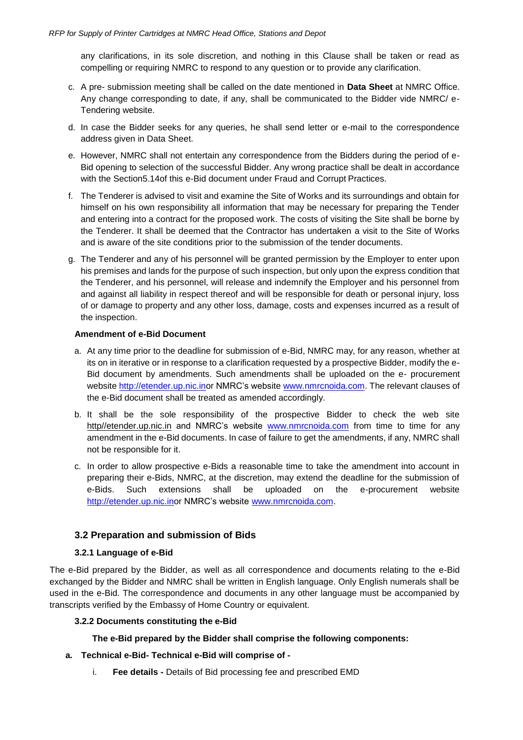any clarifications, in its sole discretion, and nothing in this Clause shall be taken or read as compelling or requiring NMRC to respond to any question or to provide any clarification.

c. A pre- submission meeting shall be called on the date mentioned in **Data Sheet** at NMRC Office. Any change corresponding to date, if any, shall be communicated to the Bidder vide NMRC/ e-Tendering website.

d. In case the Bidder seeks for any queries, he shall send letter or e-mail to the correspondence address given in Data Sheet.

e. However, NMRC shall not entertain any correspondence from the Bidders during the period of e-Bid opening to selection of the successful Bidder. Any wrong practice shall be dealt in accordance with the Section5.14of this e-Bid document under Fraud and Corrupt Practices.

f. The Tenderer is advised to visit and examine the Site of Works and its surroundings and obtain for himself on his own responsibility all information that may be necessary for preparing the Tender and entering into a contract for the proposed work. The costs of visiting the Site shall be borne by the Tenderer. It shall be deemed that the Contractor has undertaken a visit to the Site of Works and is aware of the site conditions prior to the submission of the tender documents.

g. The Tenderer and any of his personnel will be granted permission by the Employer to enter upon his premises and lands for the purpose of such inspection, but only upon the express condition that the Tenderer, and his personnel, will release and indemnify the Employer and his personnel from and against all liability in respect thereof and will be responsible for death or personal injury, loss of or damage to property and any other loss, damage, costs and expenses incurred as a result of the inspection.

**Amendment of e-Bid Document**

a. At any time prior to the deadline for submission of e-Bid, NMRC may, for any reason, whether at its on in iterative or in response to a clarification requested by a prospective Bidder, modify the e-Bid document by amendments. Such amendments shall be uploaded on the e- procurement website http://etender.up.nic.inor NMRC's website www.nmrcnoida.com. The relevant clauses of the e-Bid document shall be treated as amended accordingly.

b. It shall be the sole responsibility of the prospective Bidder to check the web site http//etender.up.nic.in and NMRC's website www.nmrcnoida.com from time to time for any amendment in the e-Bid documents. In case of failure to get the amendments, if any, NMRC shall not be responsible for it.

c. In order to allow prospective e-Bids a reasonable time to take the amendment into account in preparing their e-Bids, NMRC, at the discretion, may extend the deadline for the submission of e-Bids. Such extensions shall be uploaded on the e-procurement website http://etender.up.nic.inor NMRC's website www.nmrcnoida.com.

## 3.2 Preparation and submission of Bids

### 3.2.1 Language of e-Bid

The e-Bid prepared by the Bidder, as well as all correspondence and documents relating to the e-Bid exchanged by the Bidder and NMRC shall be written in English language. Only English numerals shall be used in the e-Bid. The correspondence and documents in any other language must be accompanied by transcripts verified by the Embassy of Home Country or equivalent.

### 3.2.2 Documents constituting the e-Bid

**The e-Bid prepared by the Bidder shall comprise the following components:**

**a. Technical e-Bid- Technical e-Bid will comprise of -**

i. **Fee details -** Details of Bid processing fee and prescribed EMD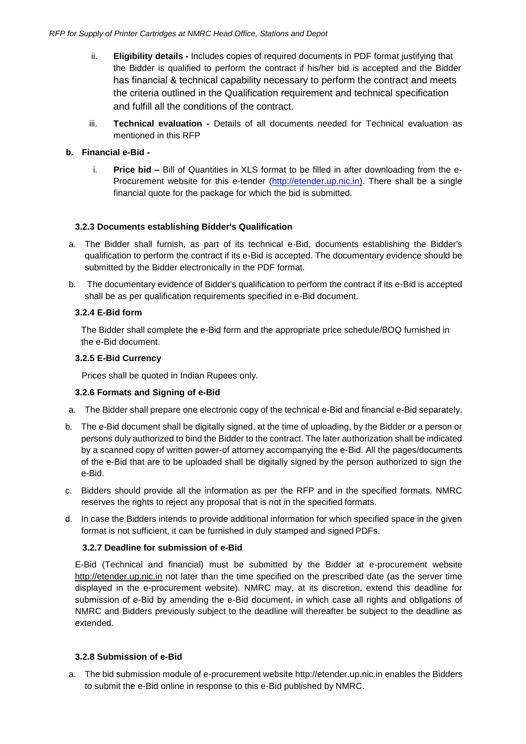ii. **Eligibility details -** Includes copies of required documents in PDF format justifying that the Bidder is qualified to perform the contract if his/her bid is accepted and the Bidder has financial & technical capability necessary to perform the contract and meets the criteria outlined in the Qualification requirement and technical specification and fulfill all the conditions of the contract.

iii. **Technical evaluation -** Details of all documents needed for Technical evaluation as mentioned in this RFP

**b. Financial e-Bid -**

i. **Price bid –** Bill of Quantities in XLS format to be filled in after downloading from the e-Procurement website for this e-tender (http://etender.up.nic.in). There shall be a single financial quote for the package for which the bid is submitted.

#### 3.2.3 Documents establishing Bidder's Qualification

a. The Bidder shall furnish, as part of its technical e-Bid, documents establishing the Bidder's qualification to perform the contract if its e-Bid is accepted. The documentary evidence should be submitted by the Bidder electronically in the PDF format.

b. The documentary evidence of Bidder's qualification to perform the contract if its e-Bid is accepted shall be as per qualification requirements specified in e-Bid document.

#### 3.2.4 E-Bid form

The Bidder shall complete the e-Bid form and the appropriate price schedule/BOQ furnished in the e-Bid document.

#### 3.2.5 E-Bid Currency

Prices shall be quoted in Indian Rupees only.

#### 3.2.6 Formats and Signing of e-Bid

a. The Bidder shall prepare one electronic copy of the technical e-Bid and financial e-Bid separately.

b. The e-Bid document shall be digitally signed, at the time of uploading, by the Bidder or a person or persons duly authorized to bind the Bidder to the contract. The later authorization shall be indicated by a scanned copy of written power-of attorney accompanying the e-Bid. All the pages/documents of the e-Bid that are to be uploaded shall be digitally signed by the person authorized to sign the e-Bid.

c. Bidders should provide all the information as per the RFP and in the specified formats. NMRC reserves the rights to reject any proposal that is not in the specified formats.

d. In case the Bidders intends to provide additional information for which specified space in the given format is not sufficient, it can be furnished in duly stamped and signed PDFs.

#### 3.2.7 Deadline for submission of e-Bid

E-Bid (Technical and financial) must be submitted by the Bidder at e-procurement website http://etender.up.nic.in not later than the time specified on the prescribed date (as the server time displayed in the e-procurement website). NMRC may, at its discretion, extend this deadline for submission of e-Bid by amending the e-Bid document, in which case all rights and obligations of NMRC and Bidders previously subject to the deadline will thereafter be subject to the deadline as extended.

#### 3.2.8 Submission of e-Bid

a. The bid submission module of e-procurement website http://etender.up.nic.in enables the Bidders to submit the e-Bid online in response to this e-Bid published by NMRC.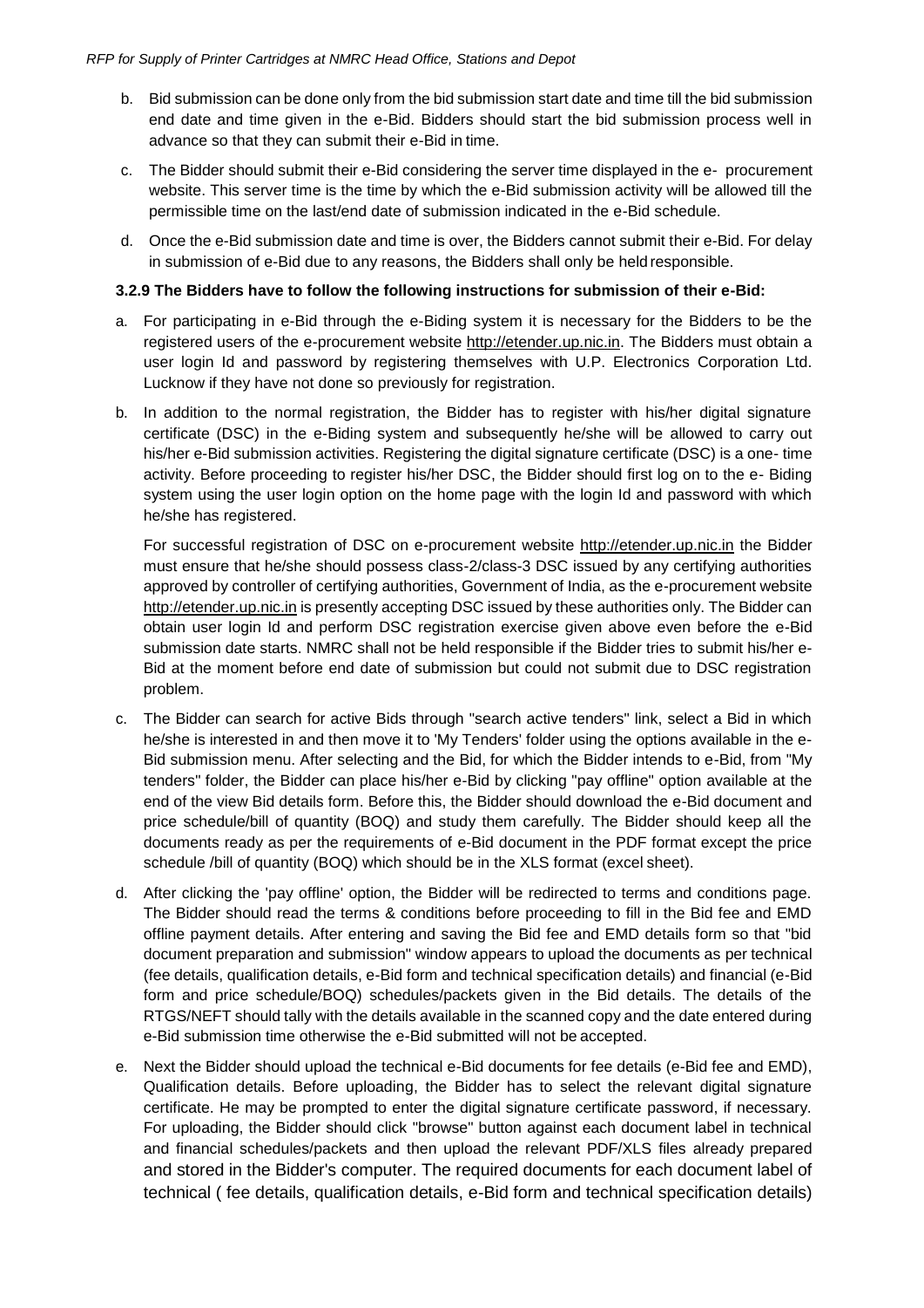b. Bid submission can be done only from the bid submission start date and time till the bid submission end date and time given in the e-Bid. Bidders should start the bid submission process well in advance so that they can submit their e-Bid in time.

c. The Bidder should submit their e-Bid considering the server time displayed in the e- procurement website. This server time is the time by which the e-Bid submission activity will be allowed till the permissible time on the last/end date of submission indicated in the e-Bid schedule.

d. Once the e-Bid submission date and time is over, the Bidders cannot submit their e-Bid. For delay in submission of e-Bid due to any reasons, the Bidders shall only be held responsible.

**3.2.9 The Bidders have to follow the following instructions for submission of their e-Bid:**

a. For participating in e-Bid through the e-Biding system it is necessary for the Bidders to be the registered users of the e-procurement website http://etender.up.nic.in. The Bidders must obtain a user login Id and password by registering themselves with U.P. Electronics Corporation Ltd. Lucknow if they have not done so previously for registration.

b. In addition to the normal registration, the Bidder has to register with his/her digital signature certificate (DSC) in the e-Biding system and subsequently he/she will be allowed to carry out his/her e-Bid submission activities. Registering the digital signature certificate (DSC) is a one- time activity. Before proceeding to register his/her DSC, the Bidder should first log on to the e- Biding system using the user login option on the home page with the login Id and password with which he/she has registered.

   For successful registration of DSC on e-procurement website http://etender.up.nic.in the Bidder must ensure that he/she should possess class-2/class-3 DSC issued by any certifying authorities approved by controller of certifying authorities, Government of India, as the e-procurement website http://etender.up.nic.in is presently accepting DSC issued by these authorities only. The Bidder can obtain user login Id and perform DSC registration exercise given above even before the e-Bid submission date starts. NMRC shall not be held responsible if the Bidder tries to submit his/her e-Bid at the moment before end date of submission but could not submit due to DSC registration problem.

c. The Bidder can search for active Bids through "search active tenders" link, select a Bid in which he/she is interested in and then move it to 'My Tenders' folder using the options available in the e-Bid submission menu. After selecting and the Bid, for which the Bidder intends to e-Bid, from "My tenders" folder, the Bidder can place his/her e-Bid by clicking "pay offline" option available at the end of the view Bid details form. Before this, the Bidder should download the e-Bid document and price schedule/bill of quantity (BOQ) and study them carefully. The Bidder should keep all the documents ready as per the requirements of e-Bid document in the PDF format except the price schedule /bill of quantity (BOQ) which should be in the XLS format (excel sheet).

d. After clicking the 'pay offline' option, the Bidder will be redirected to terms and conditions page. The Bidder should read the terms & conditions before proceeding to fill in the Bid fee and EMD offline payment details. After entering and saving the Bid fee and EMD details form so that "bid document preparation and submission" window appears to upload the documents as per technical (fee details, qualification details, e-Bid form and technical specification details) and financial (e-Bid form and price schedule/BOQ) schedules/packets given in the Bid details. The details of the RTGS/NEFT should tally with the details available in the scanned copy and the date entered during e-Bid submission time otherwise the e-Bid submitted will not be accepted.

e. Next the Bidder should upload the technical e-Bid documents for fee details (e-Bid fee and EMD), Qualification details. Before uploading, the Bidder has to select the relevant digital signature certificate. He may be prompted to enter the digital signature certificate password, if necessary. For uploading, the Bidder should click "browse" button against each document label in technical and financial schedules/packets and then upload the relevant PDF/XLS files already prepared and stored in the Bidder's computer. The required documents for each document label of technical ( fee details, qualification details, e-Bid form and technical specification details)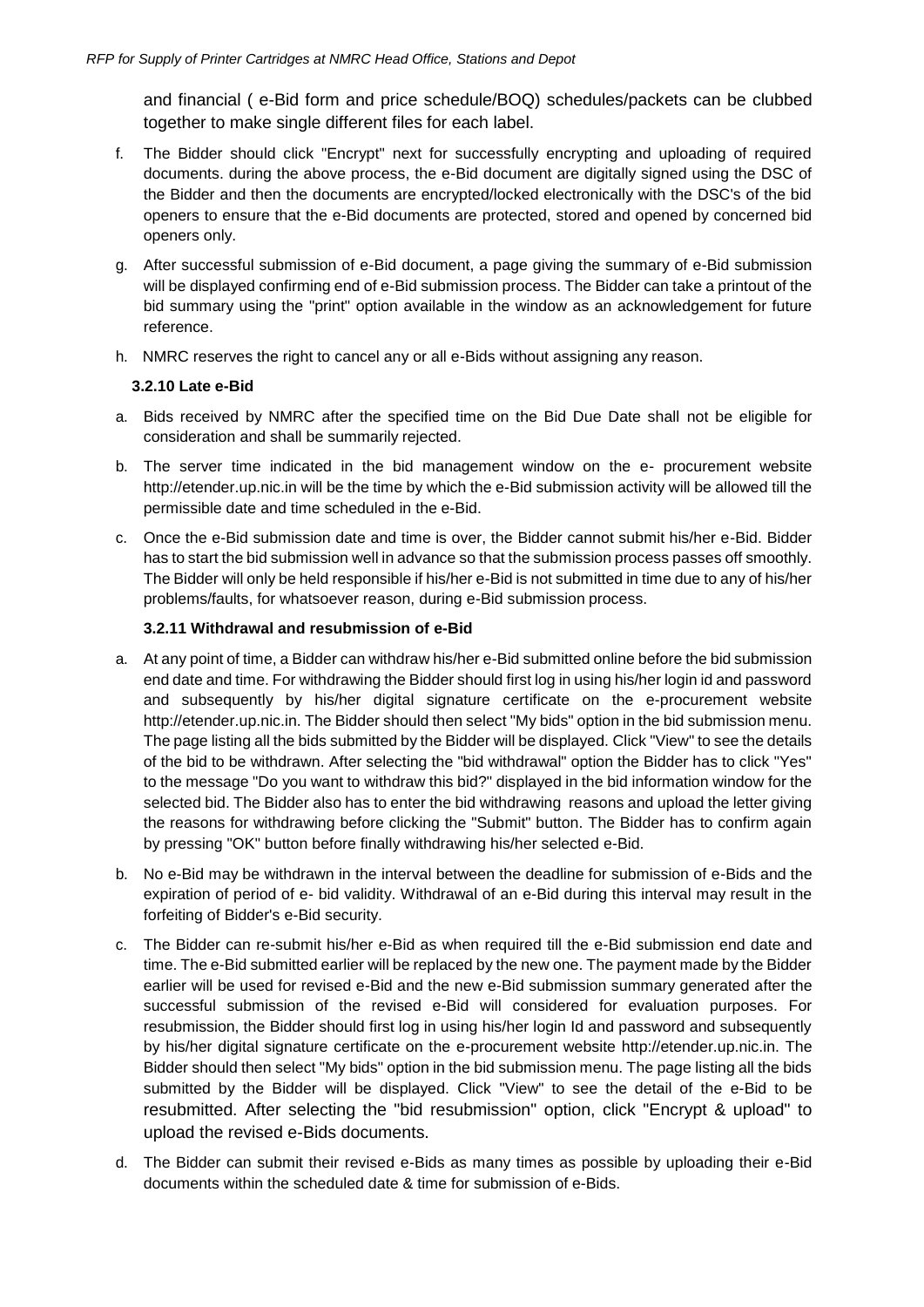and financial ( e-Bid form and price schedule/BOQ) schedules/packets can be clubbed together to make single different files for each label.

f. The Bidder should click "Encrypt" next for successfully encrypting and uploading of required documents. during the above process, the e-Bid document are digitally signed using the DSC of the Bidder and then the documents are encrypted/locked electronically with the DSC's of the bid openers to ensure that the e-Bid documents are protected, stored and opened by concerned bid openers only.

g. After successful submission of e-Bid document, a page giving the summary of e-Bid submission will be displayed confirming end of e-Bid submission process. The Bidder can take a printout of the bid summary using the "print" option available in the window as an acknowledgement for future reference.

h. NMRC reserves the right to cancel any or all e-Bids without assigning any reason.

**3.2.10 Late e-Bid**

a. Bids received by NMRC after the specified time on the Bid Due Date shall not be eligible for consideration and shall be summarily rejected.

b. The server time indicated in the bid management window on the e- procurement website http://etender.up.nic.in will be the time by which the e-Bid submission activity will be allowed till the permissible date and time scheduled in the e-Bid.

c. Once the e-Bid submission date and time is over, the Bidder cannot submit his/her e-Bid. Bidder has to start the bid submission well in advance so that the submission process passes off smoothly. The Bidder will only be held responsible if his/her e-Bid is not submitted in time due to any of his/her problems/faults, for whatsoever reason, during e-Bid submission process.

**3.2.11 Withdrawal and resubmission of e-Bid**

a. At any point of time, a Bidder can withdraw his/her e-Bid submitted online before the bid submission end date and time. For withdrawing the Bidder should first log in using his/her login id and password and subsequently by his/her digital signature certificate on the e-procurement website http://etender.up.nic.in. The Bidder should then select "My bids" option in the bid submission menu. The page listing all the bids submitted by the Bidder will be displayed. Click "View" to see the details of the bid to be withdrawn. After selecting the "bid withdrawal" option the Bidder has to click "Yes" to the message "Do you want to withdraw this bid?" displayed in the bid information window for the selected bid. The Bidder also has to enter the bid withdrawing reasons and upload the letter giving the reasons for withdrawing before clicking the "Submit" button. The Bidder has to confirm again by pressing "OK" button before finally withdrawing his/her selected e-Bid.

b. No e-Bid may be withdrawn in the interval between the deadline for submission of e-Bids and the expiration of period of e- bid validity. Withdrawal of an e-Bid during this interval may result in the forfeiting of Bidder's e-Bid security.

c. The Bidder can re-submit his/her e-Bid as when required till the e-Bid submission end date and time. The e-Bid submitted earlier will be replaced by the new one. The payment made by the Bidder earlier will be used for revised e-Bid and the new e-Bid submission summary generated after the successful submission of the revised e-Bid will considered for evaluation purposes. For resubmission, the Bidder should first log in using his/her login Id and password and subsequently by his/her digital signature certificate on the e-procurement website http://etender.up.nic.in. The Bidder should then select "My bids" option in the bid submission menu. The page listing all the bids submitted by the Bidder will be displayed. Click "View" to see the detail of the e-Bid to be resubmitted. After selecting the "bid resubmission" option, click "Encrypt & upload" to upload the revised e-Bids documents.

d. The Bidder can submit their revised e-Bids as many times as possible by uploading their e-Bid documents within the scheduled date & time for submission of e-Bids.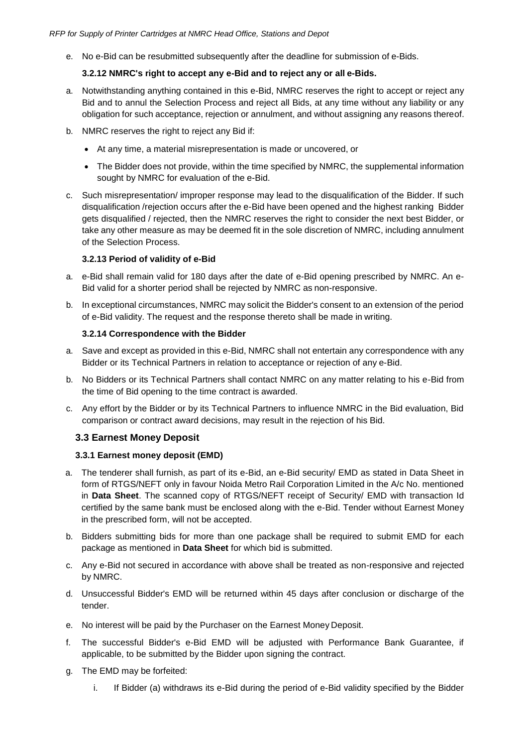e. No e-Bid can be resubmitted subsequently after the deadline for submission of e-Bids.

#### 3.2.12 NMRC's right to accept any e-Bid and to reject any or all e-Bids.

a. Notwithstanding anything contained in this e-Bid, NMRC reserves the right to accept or reject any Bid and to annul the Selection Process and reject all Bids, at any time without any liability or any obligation for such acceptance, rejection or annulment, and without assigning any reasons thereof.

b. NMRC reserves the right to reject any Bid if:

- At any time, a material misrepresentation is made or uncovered, or
- The Bidder does not provide, within the time specified by NMRC, the supplemental information sought by NMRC for evaluation of the e-Bid.

c. Such misrepresentation/ improper response may lead to the disqualification of the Bidder. If such disqualification /rejection occurs after the e-Bid have been opened and the highest ranking Bidder gets disqualified / rejected, then the NMRC reserves the right to consider the next best Bidder, or take any other measure as may be deemed fit in the sole discretion of NMRC, including annulment of the Selection Process.

#### 3.2.13 Period of validity of e-Bid

a. e-Bid shall remain valid for 180 days after the date of e-Bid opening prescribed by NMRC. An e-Bid valid for a shorter period shall be rejected by NMRC as non-responsive.

b. In exceptional circumstances, NMRC may solicit the Bidder's consent to an extension of the period of e-Bid validity. The request and the response thereto shall be made in writing.

#### 3.2.14 Correspondence with the Bidder

a. Save and except as provided in this e-Bid, NMRC shall not entertain any correspondence with any Bidder or its Technical Partners in relation to acceptance or rejection of any e-Bid.

b. No Bidders or its Technical Partners shall contact NMRC on any matter relating to his e-Bid from the time of Bid opening to the time contract is awarded.

c. Any effort by the Bidder or by its Technical Partners to influence NMRC in the Bid evaluation, Bid comparison or contract award decisions, may result in the rejection of his Bid.

### 3.3 Earnest Money Deposit

#### 3.3.1 Earnest money deposit (EMD)

a. The tenderer shall furnish, as part of its e-Bid, an e-Bid security/ EMD as stated in Data Sheet in form of RTGS/NEFT only in favour Noida Metro Rail Corporation Limited in the A/c No. mentioned in **Data Sheet**. The scanned copy of RTGS/NEFT receipt of Security/ EMD with transaction Id certified by the same bank must be enclosed along with the e-Bid. Tender without Earnest Money in the prescribed form, will not be accepted.

b. Bidders submitting bids for more than one package shall be required to submit EMD for each package as mentioned in **Data Sheet** for which bid is submitted.

c. Any e-Bid not secured in accordance with above shall be treated as non-responsive and rejected by NMRC.

d. Unsuccessful Bidder's EMD will be returned within 45 days after conclusion or discharge of the tender.

e. No interest will be paid by the Purchaser on the Earnest Money Deposit.

f. The successful Bidder's e-Bid EMD will be adjusted with Performance Bank Guarantee, if applicable, to be submitted by the Bidder upon signing the contract.

g. The EMD may be forfeited:

   i. If Bidder (a) withdraws its e-Bid during the period of e-Bid validity specified by the Bidder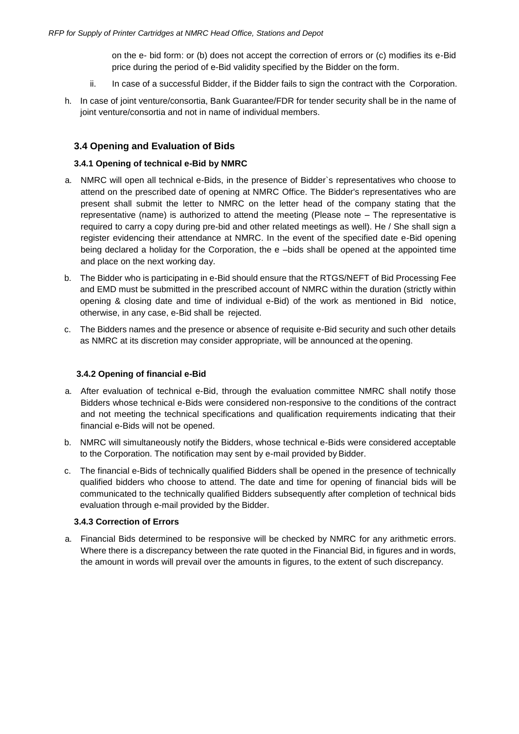on the e- bid form: or (b) does not accept the correction of errors or (c) modifies its e-Bid price during the period of e-Bid validity specified by the Bidder on the form.

ii. In case of a successful Bidder, if the Bidder fails to sign the contract with the Corporation.

h. In case of joint venture/consortia, Bank Guarantee/FDR for tender security shall be in the name of joint venture/consortia and not in name of individual members.

## 3.4 Opening and Evaluation of Bids

### 3.4.1 Opening of technical e-Bid by NMRC

a. NMRC will open all technical e-Bids, in the presence of Bidder`s representatives who choose to attend on the prescribed date of opening at NMRC Office. The Bidder's representatives who are present shall submit the letter to NMRC on the letter head of the company stating that the representative (name) is authorized to attend the meeting (Please note – The representative is required to carry a copy during pre-bid and other related meetings as well). He / She shall sign a register evidencing their attendance at NMRC. In the event of the specified date e-Bid opening being declared a holiday for the Corporation, the e –bids shall be opened at the appointed time and place on the next working day.

b. The Bidder who is participating in e-Bid should ensure that the RTGS/NEFT of Bid Processing Fee and EMD must be submitted in the prescribed account of NMRC within the duration (strictly within opening & closing date and time of individual e-Bid) of the work as mentioned in Bid notice, otherwise, in any case, e-Bid shall be rejected.

c. The Bidders names and the presence or absence of requisite e-Bid security and such other details as NMRC at its discretion may consider appropriate, will be announced at the opening.

### 3.4.2 Opening of financial e-Bid

a. After evaluation of technical e-Bid, through the evaluation committee NMRC shall notify those Bidders whose technical e-Bids were considered non-responsive to the conditions of the contract and not meeting the technical specifications and qualification requirements indicating that their financial e-Bids will not be opened.

b. NMRC will simultaneously notify the Bidders, whose technical e-Bids were considered acceptable to the Corporation. The notification may sent by e-mail provided by Bidder.

c. The financial e-Bids of technically qualified Bidders shall be opened in the presence of technically qualified bidders who choose to attend. The date and time for opening of financial bids will be communicated to the technically qualified Bidders subsequently after completion of technical bids evaluation through e-mail provided by the Bidder.

### 3.4.3 Correction of Errors

a. Financial Bids determined to be responsive will be checked by NMRC for any arithmetic errors. Where there is a discrepancy between the rate quoted in the Financial Bid, in figures and in words, the amount in words will prevail over the amounts in figures, to the extent of such discrepancy.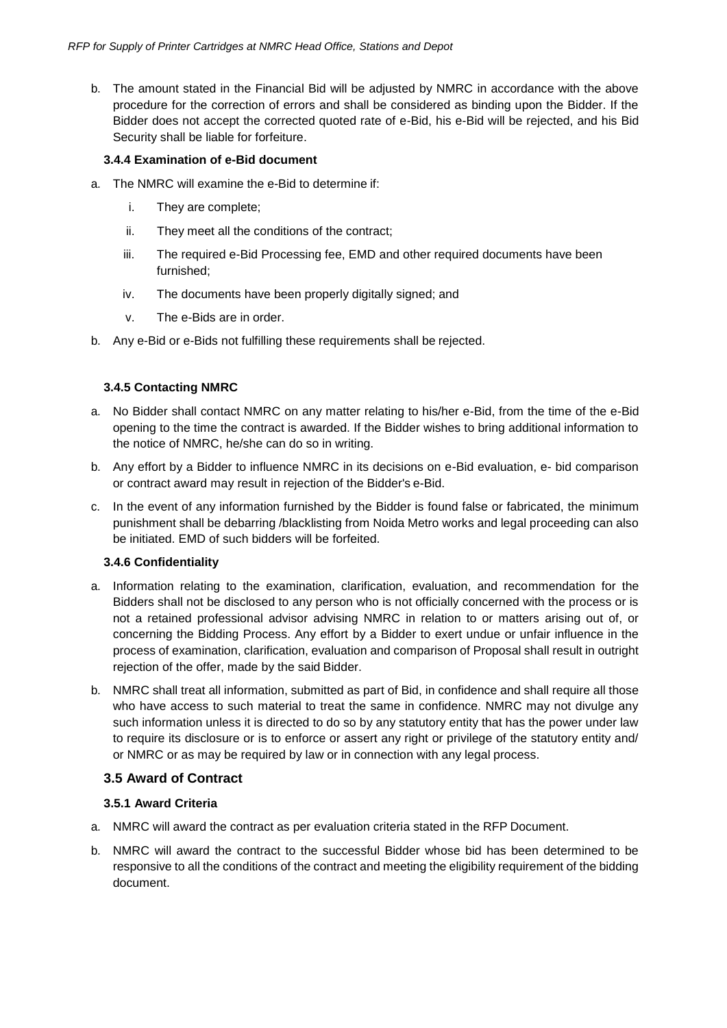b. The amount stated in the Financial Bid will be adjusted by NMRC in accordance with the above procedure for the correction of errors and shall be considered as binding upon the Bidder. If the Bidder does not accept the corrected quoted rate of e-Bid, his e-Bid will be rejected, and his Bid Security shall be liable for forfeiture.

#### 3.4.4 Examination of e-Bid document

a. The NMRC will examine the e-Bid to determine if:

   i. They are complete;

   ii. They meet all the conditions of the contract;

   iii. The required e-Bid Processing fee, EMD and other required documents have been furnished;

   iv. The documents have been properly digitally signed; and

   v. The e-Bids are in order.

b. Any e-Bid or e-Bids not fulfilling these requirements shall be rejected.

#### 3.4.5 Contacting NMRC

a. No Bidder shall contact NMRC on any matter relating to his/her e-Bid, from the time of the e-Bid opening to the time the contract is awarded. If the Bidder wishes to bring additional information to the notice of NMRC, he/she can do so in writing.

b. Any effort by a Bidder to influence NMRC in its decisions on e-Bid evaluation, e- bid comparison or contract award may result in rejection of the Bidder's e-Bid.

c. In the event of any information furnished by the Bidder is found false or fabricated, the minimum punishment shall be debarring /blacklisting from Noida Metro works and legal proceeding can also be initiated. EMD of such bidders will be forfeited.

#### 3.4.6 Confidentiality

a. Information relating to the examination, clarification, evaluation, and recommendation for the Bidders shall not be disclosed to any person who is not officially concerned with the process or is not a retained professional advisor advising NMRC in relation to or matters arising out of, or concerning the Bidding Process. Any effort by a Bidder to exert undue or unfair influence in the process of examination, clarification, evaluation and comparison of Proposal shall result in outright rejection of the offer, made by the said Bidder.

b. NMRC shall treat all information, submitted as part of Bid, in confidence and shall require all those who have access to such material to treat the same in confidence. NMRC may not divulge any such information unless it is directed to do so by any statutory entity that has the power under law to require its disclosure or is to enforce or assert any right or privilege of the statutory entity and/ or NMRC or as may be required by law or in connection with any legal process.

### 3.5 Award of Contract

#### 3.5.1 Award Criteria

a. NMRC will award the contract as per evaluation criteria stated in the RFP Document.

b. NMRC will award the contract to the successful Bidder whose bid has been determined to be responsive to all the conditions of the contract and meeting the eligibility requirement of the bidding document.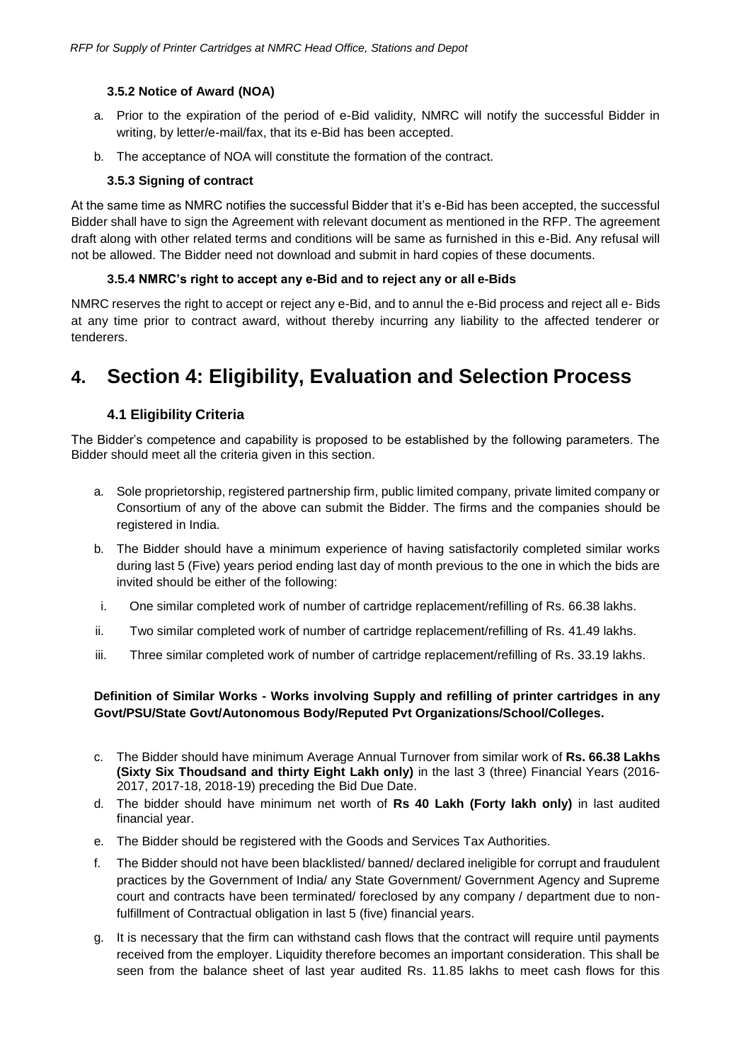#### 3.5.2 Notice of Award (NOA)

a. Prior to the expiration of the period of e-Bid validity, NMRC will notify the successful Bidder in writing, by letter/e-mail/fax, that its e-Bid has been accepted.

b. The acceptance of NOA will constitute the formation of the contract.

#### 3.5.3 Signing of contract

At the same time as NMRC notifies the successful Bidder that it's e-Bid has been accepted, the successful Bidder shall have to sign the Agreement with relevant document as mentioned in the RFP. The agreement draft along with other related terms and conditions will be same as furnished in this e-Bid. Any refusal will not be allowed. The Bidder need not download and submit in hard copies of these documents.

#### 3.5.4 NMRC's right to accept any e-Bid and to reject any or all e-Bids

NMRC reserves the right to accept or reject any e-Bid, and to annul the e-Bid process and reject all e- Bids at any time prior to contract award, without thereby incurring any liability to the affected tenderer or tenderers.

# 4. Section 4: Eligibility, Evaluation and Selection Process

## 4.1 Eligibility Criteria

The Bidder's competence and capability is proposed to be established by the following parameters. The Bidder should meet all the criteria given in this section.

a. Sole proprietorship, registered partnership firm, public limited company, private limited company or Consortium of any of the above can submit the Bidder. The firms and the companies should be registered in India.

b. The Bidder should have a minimum experience of having satisfactorily completed similar works during last 5 (Five) years period ending last day of month previous to the one in which the bids are invited should be either of the following:

   i. One similar completed work of number of cartridge replacement/refilling of Rs. 66.38 lakhs.

   ii. Two similar completed work of number of cartridge replacement/refilling of Rs. 41.49 lakhs.

   iii. Three similar completed work of number of cartridge replacement/refilling of Rs. 33.19 lakhs.

**Definition of Similar Works - Works involving Supply and refilling of printer cartridges in any Govt/PSU/State Govt/Autonomous Body/Reputed Pvt Organizations/School/Colleges.**

c. The Bidder should have minimum Average Annual Turnover from similar work of **Rs. 66.38 Lakhs (Sixty Six Thoudsand and thirty Eight Lakh only)** in the last 3 (three) Financial Years (2016-2017, 2017-18, 2018-19) preceding the Bid Due Date.

d. The bidder should have minimum net worth of **Rs 40 Lakh (Forty lakh only)** in last audited financial year.

e. The Bidder should be registered with the Goods and Services Tax Authorities.

f. The Bidder should not have been blacklisted/ banned/ declared ineligible for corrupt and fraudulent practices by the Government of India/ any State Government/ Government Agency and Supreme court and contracts have been terminated/ foreclosed by any company / department due to non-fulfillment of Contractual obligation in last 5 (five) financial years.

g. It is necessary that the firm can withstand cash flows that the contract will require until payments received from the employer. Liquidity therefore becomes an important consideration. This shall be seen from the balance sheet of last year audited Rs. 11.85 lakhs to meet cash flows for this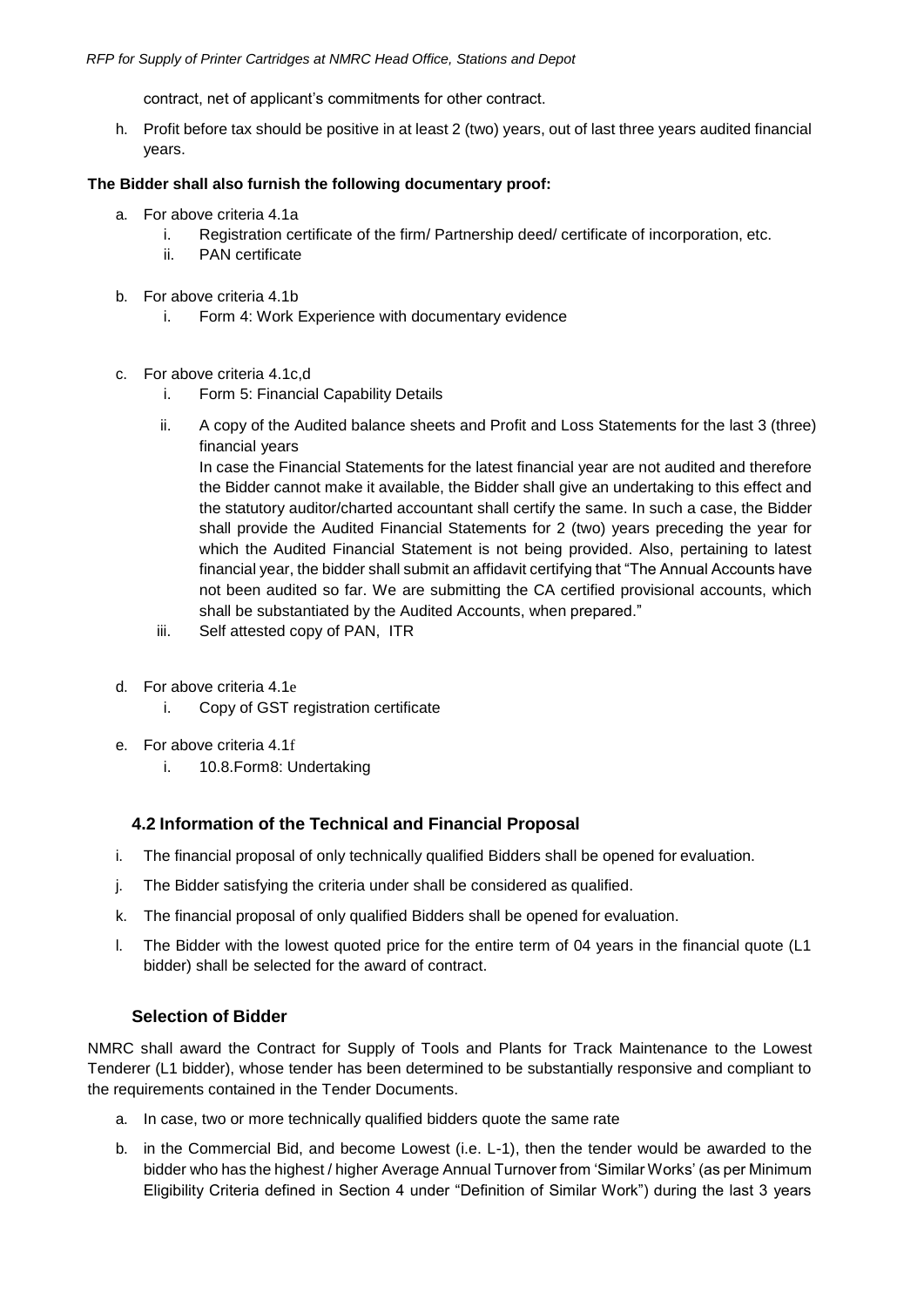contract, net of applicant's commitments for other contract.

h. Profit before tax should be positive in at least 2 (two) years, out of last three years audited financial years.

**The Bidder shall also furnish the following documentary proof:**

a. For above criteria 4.1a
   i. Registration certificate of the firm/ Partnership deed/ certificate of incorporation, etc.
   ii. PAN certificate

b. For above criteria 4.1b
   i. Form 4: Work Experience with documentary evidence

c. For above criteria 4.1c,d
   i. Form 5: Financial Capability Details
   ii. A copy of the Audited balance sheets and Profit and Loss Statements for the last 3 (three) financial years
   In case the Financial Statements for the latest financial year are not audited and therefore the Bidder cannot make it available, the Bidder shall give an undertaking to this effect and the statutory auditor/charted accountant shall certify the same. In such a case, the Bidder shall provide the Audited Financial Statements for 2 (two) years preceding the year for which the Audited Financial Statement is not being provided. Also, pertaining to latest financial year, the bidder shall submit an affidavit certifying that "The Annual Accounts have not been audited so far. We are submitting the CA certified provisional accounts, which shall be substantiated by the Audited Accounts, when prepared."
   iii. Self attested copy of PAN, ITR

d. For above criteria 4.1e
   i. Copy of GST registration certificate

e. For above criteria 4.1f
   i. 10.8.Form8: Undertaking

### 4.2 Information of the Technical and Financial Proposal

i. The financial proposal of only technically qualified Bidders shall be opened for evaluation.

j. The Bidder satisfying the criteria under shall be considered as qualified.

k. The financial proposal of only qualified Bidders shall be opened for evaluation.

l. The Bidder with the lowest quoted price for the entire term of 04 years in the financial quote (L1 bidder) shall be selected for the award of contract.

### Selection of Bidder

NMRC shall award the Contract for Supply of Tools and Plants for Track Maintenance to the Lowest Tenderer (L1 bidder), whose tender has been determined to be substantially responsive and compliant to the requirements contained in the Tender Documents.

a. In case, two or more technically qualified bidders quote the same rate

b. in the Commercial Bid, and become Lowest (i.e. L-1), then the tender would be awarded to the bidder who has the highest / higher Average Annual Turnover from 'Similar Works' (as per Minimum Eligibility Criteria defined in Section 4 under "Definition of Similar Work") during the last 3 years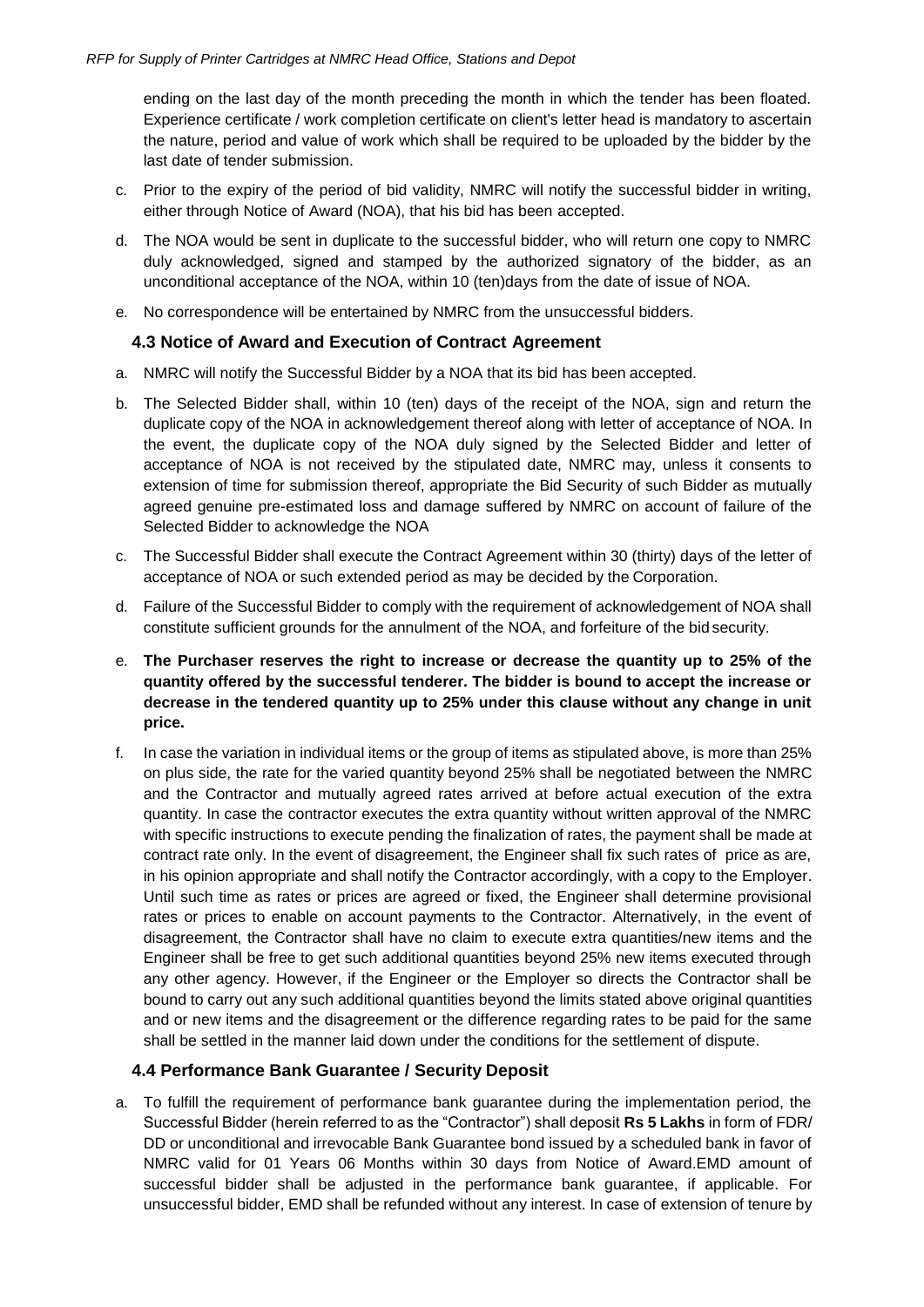ending on the last day of the month preceding the month in which the tender has been floated. Experience certificate / work completion certificate on client's letter head is mandatory to ascertain the nature, period and value of work which shall be required to be uploaded by the bidder by the last date of tender submission.

c. Prior to the expiry of the period of bid validity, NMRC will notify the successful bidder in writing, either through Notice of Award (NOA), that his bid has been accepted.

d. The NOA would be sent in duplicate to the successful bidder, who will return one copy to NMRC duly acknowledged, signed and stamped by the authorized signatory of the bidder, as an unconditional acceptance of the NOA, within 10 (ten)days from the date of issue of NOA.

e. No correspondence will be entertained by NMRC from the unsuccessful bidders.

### 4.3 Notice of Award and Execution of Contract Agreement

a. NMRC will notify the Successful Bidder by a NOA that its bid has been accepted.

b. The Selected Bidder shall, within 10 (ten) days of the receipt of the NOA, sign and return the duplicate copy of the NOA in acknowledgement thereof along with letter of acceptance of NOA. In the event, the duplicate copy of the NOA duly signed by the Selected Bidder and letter of acceptance of NOA is not received by the stipulated date, NMRC may, unless it consents to extension of time for submission thereof, appropriate the Bid Security of such Bidder as mutually agreed genuine pre-estimated loss and damage suffered by NMRC on account of failure of the Selected Bidder to acknowledge the NOA

c. The Successful Bidder shall execute the Contract Agreement within 30 (thirty) days of the letter of acceptance of NOA or such extended period as may be decided by the Corporation.

d. Failure of the Successful Bidder to comply with the requirement of acknowledgement of NOA shall constitute sufficient grounds for the annulment of the NOA, and forfeiture of the bid security.

e. **The Purchaser reserves the right to increase or decrease the quantity up to 25% of the quantity offered by the successful tenderer. The bidder is bound to accept the increase or decrease in the tendered quantity up to 25% under this clause without any change in unit price.**

f. In case the variation in individual items or the group of items as stipulated above, is more than 25% on plus side, the rate for the varied quantity beyond 25% shall be negotiated between the NMRC and the Contractor and mutually agreed rates arrived at before actual execution of the extra quantity. In case the contractor executes the extra quantity without written approval of the NMRC with specific instructions to execute pending the finalization of rates, the payment shall be made at contract rate only. In the event of disagreement, the Engineer shall fix such rates of price as are, in his opinion appropriate and shall notify the Contractor accordingly, with a copy to the Employer. Until such time as rates or prices are agreed or fixed, the Engineer shall determine provisional rates or prices to enable on account payments to the Contractor. Alternatively, in the event of disagreement, the Contractor shall have no claim to execute extra quantities/new items and the Engineer shall be free to get such additional quantities beyond 25% new items executed through any other agency. However, if the Engineer or the Employer so directs the Contractor shall be bound to carry out any such additional quantities beyond the limits stated above original quantities and or new items and the disagreement or the difference regarding rates to be paid for the same shall be settled in the manner laid down under the conditions for the settlement of dispute.

### 4.4 Performance Bank Guarantee / Security Deposit

a. To fulfill the requirement of performance bank guarantee during the implementation period, the Successful Bidder (herein referred to as the "Contractor") shall deposit **Rs 5 Lakhs** in form of FDR/ DD or unconditional and irrevocable Bank Guarantee bond issued by a scheduled bank in favor of NMRC valid for 01 Years 06 Months within 30 days from Notice of Award.EMD amount of successful bidder shall be adjusted in the performance bank guarantee, if applicable. For unsuccessful bidder, EMD shall be refunded without any interest. In case of extension of tenure by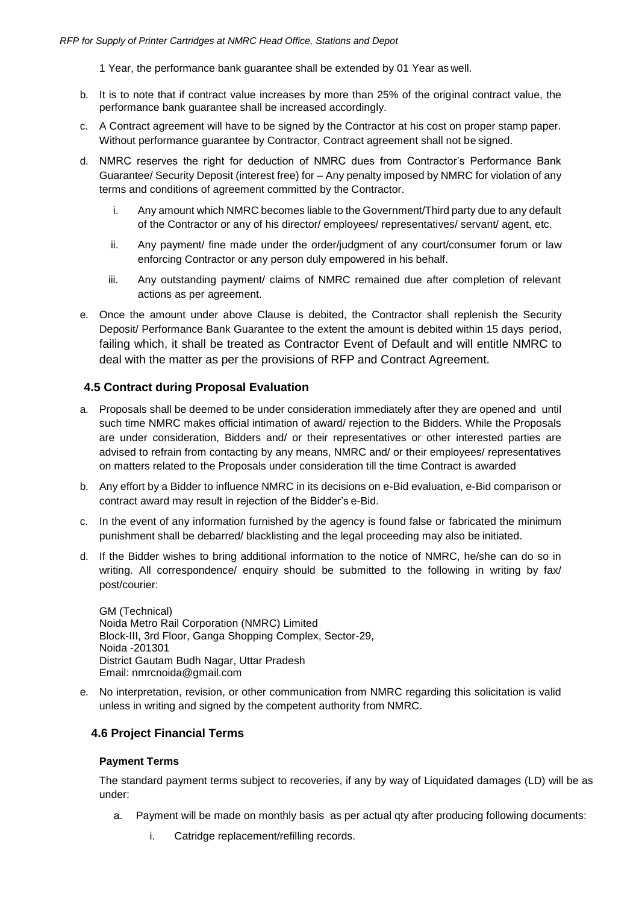1 Year, the performance bank guarantee shall be extended by 01 Year as well.

b. It is to note that if contract value increases by more than 25% of the original contract value, the performance bank guarantee shall be increased accordingly.

c. A Contract agreement will have to be signed by the Contractor at his cost on proper stamp paper. Without performance guarantee by Contractor, Contract agreement shall not be signed.

d. NMRC reserves the right for deduction of NMRC dues from Contractor's Performance Bank Guarantee/ Security Deposit (interest free) for – Any penalty imposed by NMRC for violation of any terms and conditions of agreement committed by the Contractor.

   i. Any amount which NMRC becomes liable to the Government/Third party due to any default of the Contractor or any of his director/ employees/ representatives/ servant/ agent, etc.

   ii. Any payment/ fine made under the order/judgment of any court/consumer forum or law enforcing Contractor or any person duly empowered in his behalf.

   iii. Any outstanding payment/ claims of NMRC remained due after completion of relevant actions as per agreement.

e. Once the amount under above Clause is debited, the Contractor shall replenish the Security Deposit/ Performance Bank Guarantee to the extent the amount is debited within 15 days period, failing which, it shall be treated as Contractor Event of Default and will entitle NMRC to deal with the matter as per the provisions of RFP and Contract Agreement.

### 4.5 Contract during Proposal Evaluation

a. Proposals shall be deemed to be under consideration immediately after they are opened and until such time NMRC makes official intimation of award/ rejection to the Bidders. While the Proposals are under consideration, Bidders and/ or their representatives or other interested parties are advised to refrain from contacting by any means, NMRC and/ or their employees/ representatives on matters related to the Proposals under consideration till the time Contract is awarded

b. Any effort by a Bidder to influence NMRC in its decisions on e-Bid evaluation, e-Bid comparison or contract award may result in rejection of the Bidder's e-Bid.

c. In the event of any information furnished by the agency is found false or fabricated the minimum punishment shall be debarred/ blacklisting and the legal proceeding may also be initiated.

d. If the Bidder wishes to bring additional information to the notice of NMRC, he/she can do so in writing. All correspondence/ enquiry should be submitted to the following in writing by fax/ post/courier:

   GM (Technical)
   Noida Metro Rail Corporation (NMRC) Limited
   Block-III, 3rd Floor, Ganga Shopping Complex, Sector-29,
   Noida -201301
   District Gautam Budh Nagar, Uttar Pradesh
   Email: nmrcnoida@gmail.com

e. No interpretation, revision, or other communication from NMRC regarding this solicitation is valid unless in writing and signed by the competent authority from NMRC.

### 4.6 Project Financial Terms

**Payment Terms**

The standard payment terms subject to recoveries, if any by way of Liquidated damages (LD) will be as under:

a. Payment will be made on monthly basis as per actual qty after producing following documents:

   i. Catridge replacement/refilling records.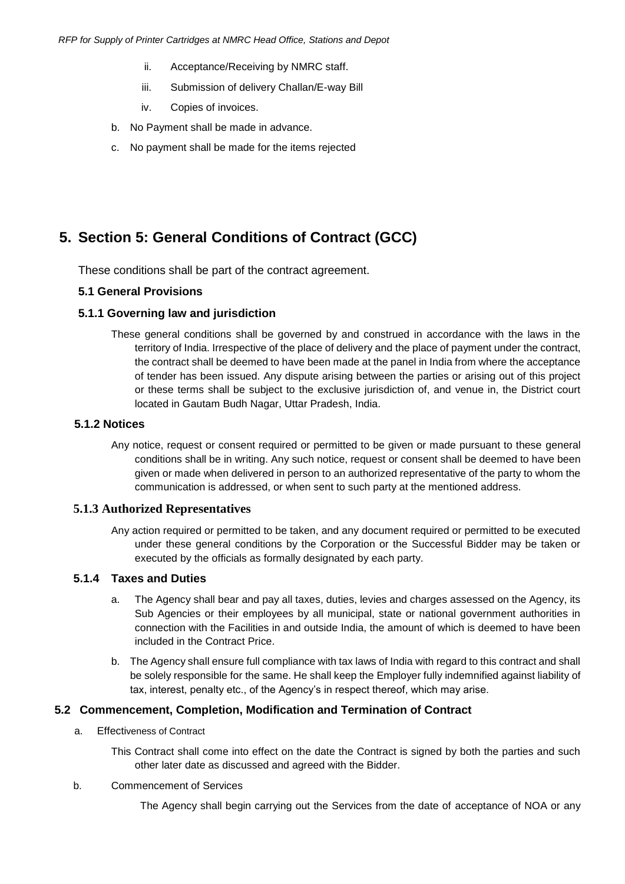ii. Acceptance/Receiving by NMRC staff.

iii. Submission of delivery Challan/E-way Bill

iv. Copies of invoices.

b. No Payment shall be made in advance.

c. No payment shall be made for the items rejected

# 5. Section 5: General Conditions of Contract (GCC)

These conditions shall be part of the contract agreement.

### 5.1 General Provisions

### 5.1.1 Governing law and jurisdiction

These general conditions shall be governed by and construed in accordance with the laws in the territory of India. Irrespective of the place of delivery and the place of payment under the contract, the contract shall be deemed to have been made at the panel in India from where the acceptance of tender has been issued. Any dispute arising between the parties or arising out of this project or these terms shall be subject to the exclusive jurisdiction of, and venue in, the District court located in Gautam Budh Nagar, Uttar Pradesh, India.

### 5.1.2 Notices

Any notice, request or consent required or permitted to be given or made pursuant to these general conditions shall be in writing. Any such notice, request or consent shall be deemed to have been given or made when delivered in person to an authorized representative of the party to whom the communication is addressed, or when sent to such party at the mentioned address.

### 5.1.3 Authorized Representatives

Any action required or permitted to be taken, and any document required or permitted to be executed under these general conditions by the Corporation or the Successful Bidder may be taken or executed by the officials as formally designated by each party.

### 5.1.4 Taxes and Duties

a. The Agency shall bear and pay all taxes, duties, levies and charges assessed on the Agency, its Sub Agencies or their employees by all municipal, state or national government authorities in connection with the Facilities in and outside India, the amount of which is deemed to have been included in the Contract Price.

b. The Agency shall ensure full compliance with tax laws of India with regard to this contract and shall be solely responsible for the same. He shall keep the Employer fully indemnified against liability of tax, interest, penalty etc., of the Agency's in respect thereof, which may arise.

### 5.2 Commencement, Completion, Modification and Termination of Contract

a. Effectiveness of Contract

This Contract shall come into effect on the date the Contract is signed by both the parties and such other later date as discussed and agreed with the Bidder.

b. Commencement of Services

The Agency shall begin carrying out the Services from the date of acceptance of NOA or any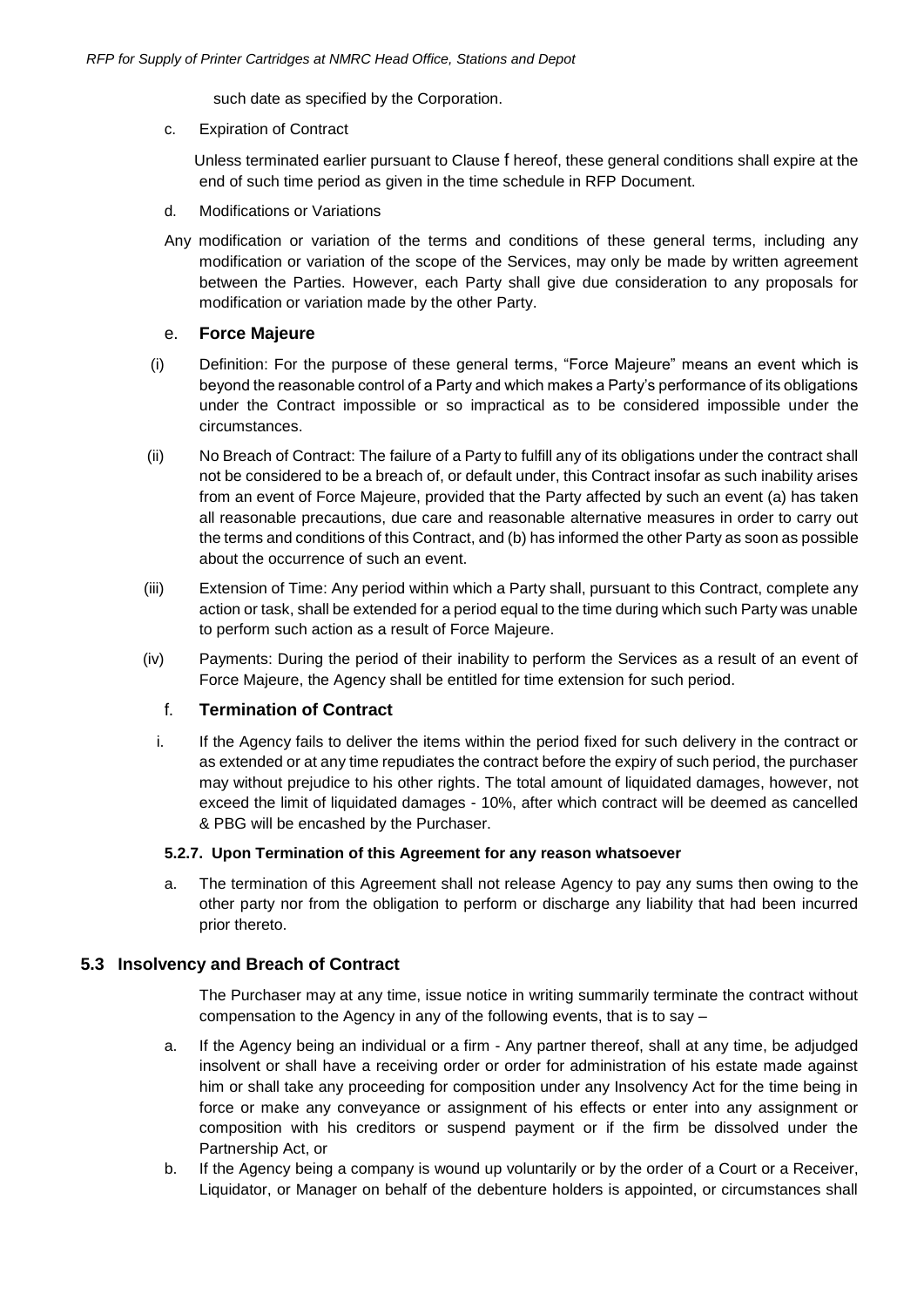such date as specified by the Corporation.

c. Expiration of Contract

Unless terminated earlier pursuant to Clause f hereof, these general conditions shall expire at the end of such time period as given in the time schedule in RFP Document.

d. Modifications or Variations

Any modification or variation of the terms and conditions of these general terms, including any modification or variation of the scope of the Services, may only be made by written agreement between the Parties. However, each Party shall give due consideration to any proposals for modification or variation made by the other Party.

e. **Force Majeure**

(i) Definition: For the purpose of these general terms, "Force Majeure" means an event which is beyond the reasonable control of a Party and which makes a Party's performance of its obligations under the Contract impossible or so impractical as to be considered impossible under the circumstances.

(ii) No Breach of Contract: The failure of a Party to fulfill any of its obligations under the contract shall not be considered to be a breach of, or default under, this Contract insofar as such inability arises from an event of Force Majeure, provided that the Party affected by such an event (a) has taken all reasonable precautions, due care and reasonable alternative measures in order to carry out the terms and conditions of this Contract, and (b) has informed the other Party as soon as possible about the occurrence of such an event.

(iii) Extension of Time: Any period within which a Party shall, pursuant to this Contract, complete any action or task, shall be extended for a period equal to the time during which such Party was unable to perform such action as a result of Force Majeure.

(iv) Payments: During the period of their inability to perform the Services as a result of an event of Force Majeure, the Agency shall be entitled for time extension for such period.

f. **Termination of Contract**

i. If the Agency fails to deliver the items within the period fixed for such delivery in the contract or as extended or at any time repudiates the contract before the expiry of such period, the purchaser may without prejudice to his other rights. The total amount of liquidated damages, however, not exceed the limit of liquidated damages - 10%, after which contract will be deemed as cancelled & PBG will be encashed by the Purchaser.

**5.2.7. Upon Termination of this Agreement for any reason whatsoever**

a. The termination of this Agreement shall not release Agency to pay any sums then owing to the other party nor from the obligation to perform or discharge any liability that had been incurred prior thereto.

## 5.3 Insolvency and Breach of Contract

The Purchaser may at any time, issue notice in writing summarily terminate the contract without compensation to the Agency in any of the following events, that is to say –

a. If the Agency being an individual or a firm - Any partner thereof, shall at any time, be adjudged insolvent or shall have a receiving order or order for administration of his estate made against him or shall take any proceeding for composition under any Insolvency Act for the time being in force or make any conveyance or assignment of his effects or enter into any assignment or composition with his creditors or suspend payment or if the firm be dissolved under the Partnership Act, or

b. If the Agency being a company is wound up voluntarily or by the order of a Court or a Receiver, Liquidator, or Manager on behalf of the debenture holders is appointed, or circumstances shall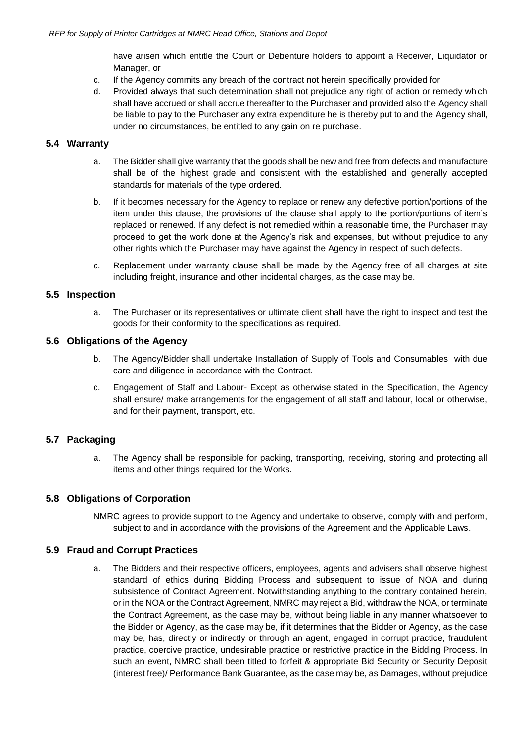have arisen which entitle the Court or Debenture holders to appoint a Receiver, Liquidator or Manager, or

c. If the Agency commits any breach of the contract not herein specifically provided for

d. Provided always that such determination shall not prejudice any right of action or remedy which shall have accrued or shall accrue thereafter to the Purchaser and provided also the Agency shall be liable to pay to the Purchaser any extra expenditure he is thereby put to and the Agency shall, under no circumstances, be entitled to any gain on re purchase.

## 5.4 Warranty

a. The Bidder shall give warranty that the goods shall be new and free from defects and manufacture shall be of the highest grade and consistent with the established and generally accepted standards for materials of the type ordered.

b. If it becomes necessary for the Agency to replace or renew any defective portion/portions of the item under this clause, the provisions of the clause shall apply to the portion/portions of item's replaced or renewed. If any defect is not remedied within a reasonable time, the Purchaser may proceed to get the work done at the Agency's risk and expenses, but without prejudice to any other rights which the Purchaser may have against the Agency in respect of such defects.

c. Replacement under warranty clause shall be made by the Agency free of all charges at site including freight, insurance and other incidental charges, as the case may be.

## 5.5 Inspection

a. The Purchaser or its representatives or ultimate client shall have the right to inspect and test the goods for their conformity to the specifications as required.

## 5.6 Obligations of the Agency

b. The Agency/Bidder shall undertake Installation of Supply of Tools and Consumables with due care and diligence in accordance with the Contract.

c. Engagement of Staff and Labour- Except as otherwise stated in the Specification, the Agency shall ensure/ make arrangements for the engagement of all staff and labour, local or otherwise, and for their payment, transport, etc.

## 5.7 Packaging

a. The Agency shall be responsible for packing, transporting, receiving, storing and protecting all items and other things required for the Works.

## 5.8 Obligations of Corporation

NMRC agrees to provide support to the Agency and undertake to observe, comply with and perform, subject to and in accordance with the provisions of the Agreement and the Applicable Laws.

## 5.9 Fraud and Corrupt Practices

a. The Bidders and their respective officers, employees, agents and advisers shall observe highest standard of ethics during Bidding Process and subsequent to issue of NOA and during subsistence of Contract Agreement. Notwithstanding anything to the contrary contained herein, or in the NOA or the Contract Agreement, NMRC may reject a Bid, withdraw the NOA, or terminate the Contract Agreement, as the case may be, without being liable in any manner whatsoever to the Bidder or Agency, as the case may be, if it determines that the Bidder or Agency, as the case may be, has, directly or indirectly or through an agent, engaged in corrupt practice, fraudulent practice, coercive practice, undesirable practice or restrictive practice in the Bidding Process. In such an event, NMRC shall been titled to forfeit & appropriate Bid Security or Security Deposit (interest free)/ Performance Bank Guarantee, as the case may be, as Damages, without prejudice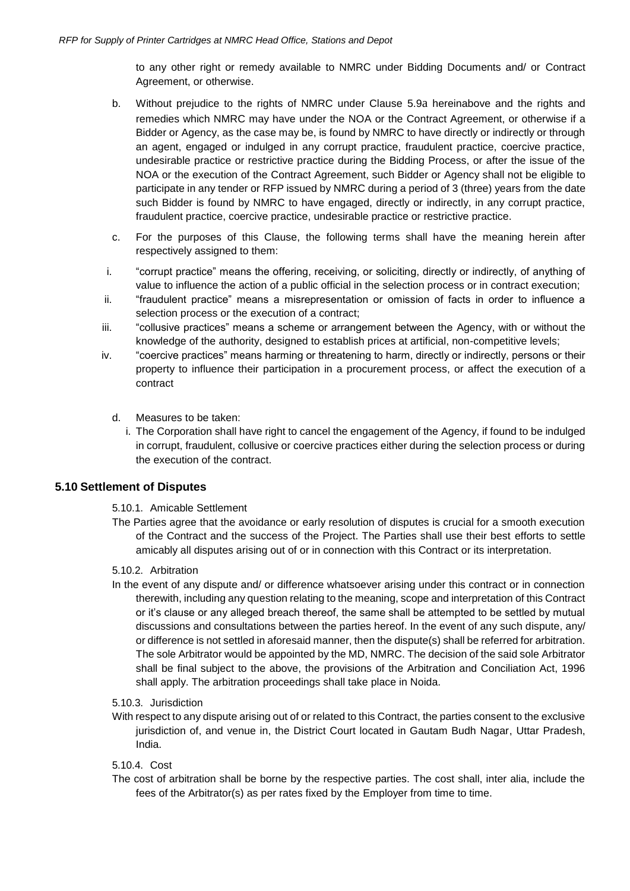to any other right or remedy available to NMRC under Bidding Documents and/ or Contract Agreement, or otherwise.

b. Without prejudice to the rights of NMRC under Clause 5.9a hereinabove and the rights and remedies which NMRC may have under the NOA or the Contract Agreement, or otherwise if a Bidder or Agency, as the case may be, is found by NMRC to have directly or indirectly or through an agent, engaged or indulged in any corrupt practice, fraudulent practice, coercive practice, undesirable practice or restrictive practice during the Bidding Process, or after the issue of the NOA or the execution of the Contract Agreement, such Bidder or Agency shall not be eligible to participate in any tender or RFP issued by NMRC during a period of 3 (three) years from the date such Bidder is found by NMRC to have engaged, directly or indirectly, in any corrupt practice, fraudulent practice, coercive practice, undesirable practice or restrictive practice.

c. For the purposes of this Clause, the following terms shall have the meaning herein after respectively assigned to them:

i. "corrupt practice" means the offering, receiving, or soliciting, directly or indirectly, of anything of value to influence the action of a public official in the selection process or in contract execution;

ii. "fraudulent practice" means a misrepresentation or omission of facts in order to influence a selection process or the execution of a contract;

iii. "collusive practices" means a scheme or arrangement between the Agency, with or without the knowledge of the authority, designed to establish prices at artificial, non-competitive levels;

iv. "coercive practices" means harming or threatening to harm, directly or indirectly, persons or their property to influence their participation in a procurement process, or affect the execution of a contract

d. Measures to be taken:

i. The Corporation shall have right to cancel the engagement of the Agency, if found to be indulged in corrupt, fraudulent, collusive or coercive practices either during the selection process or during the execution of the contract.

### 5.10 Settlement of Disputes

5.10.1. Amicable Settlement

The Parties agree that the avoidance or early resolution of disputes is crucial for a smooth execution of the Contract and the success of the Project. The Parties shall use their best efforts to settle amicably all disputes arising out of or in connection with this Contract or its interpretation.

5.10.2. Arbitration

In the event of any dispute and/ or difference whatsoever arising under this contract or in connection therewith, including any question relating to the meaning, scope and interpretation of this Contract or it's clause or any alleged breach thereof, the same shall be attempted to be settled by mutual discussions and consultations between the parties hereof. In the event of any such dispute, any/ or difference is not settled in aforesaid manner, then the dispute(s) shall be referred for arbitration. The sole Arbitrator would be appointed by the MD, NMRC. The decision of the said sole Arbitrator shall be final subject to the above, the provisions of the Arbitration and Conciliation Act, 1996 shall apply. The arbitration proceedings shall take place in Noida.

5.10.3. Jurisdiction

With respect to any dispute arising out of or related to this Contract, the parties consent to the exclusive jurisdiction of, and venue in, the District Court located in Gautam Budh Nagar, Uttar Pradesh, India.

5.10.4. Cost

The cost of arbitration shall be borne by the respective parties. The cost shall, inter alia, include the fees of the Arbitrator(s) as per rates fixed by the Employer from time to time.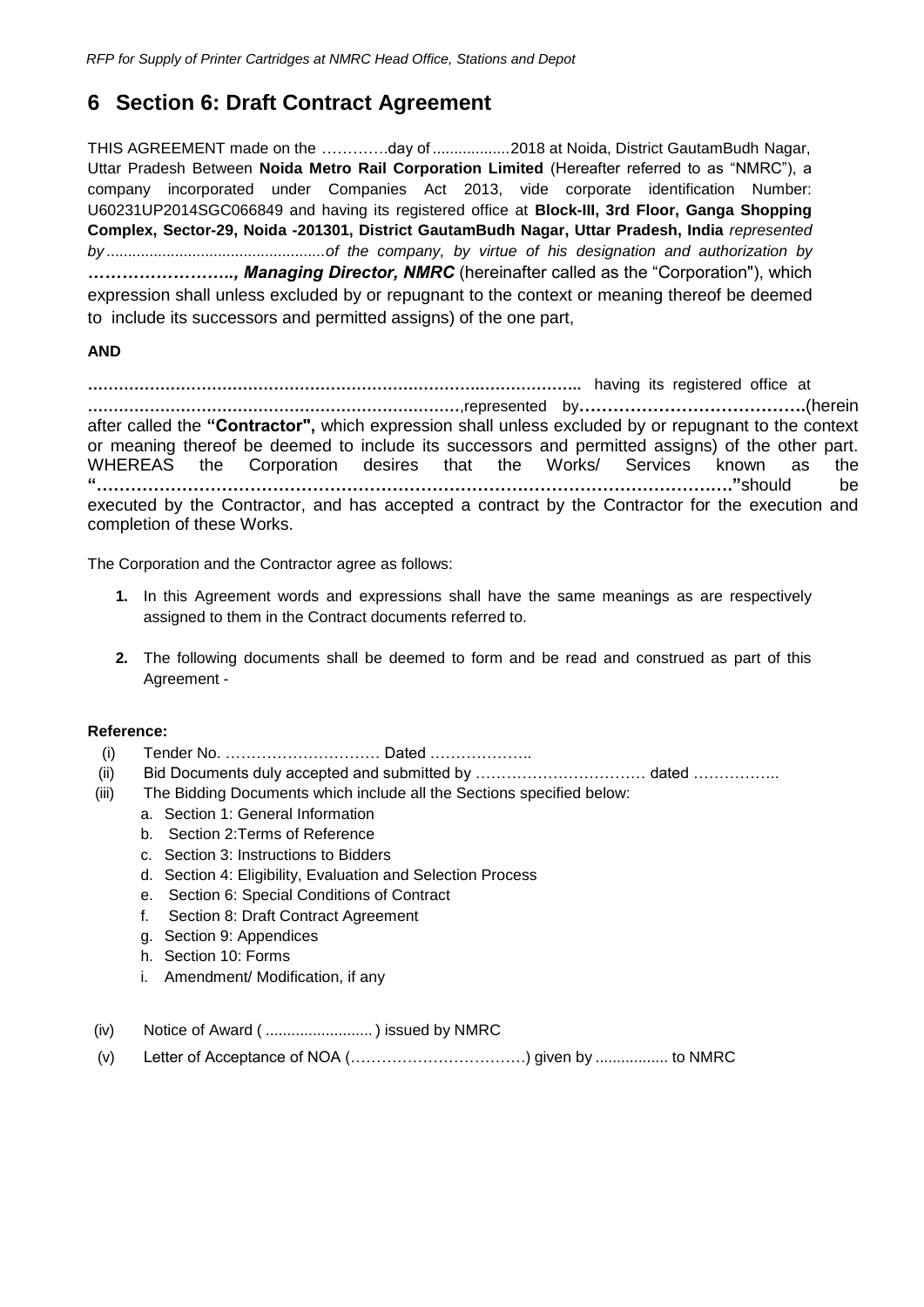# 6 Section 6: Draft Contract Agreement

THIS AGREEMENT made on the ………….day of .................2018 at Noida, District GautamBudh Nagar, Uttar Pradesh Between **Noida Metro Rail Corporation Limited** (Hereafter referred to as "NMRC"), a company incorporated under Companies Act 2013, vide corporate identification Number: U60231UP2014SGC066849 and having its registered office at **Block-III, 3rd Floor, Ganga Shopping Complex, Sector-29, Noida -201301, District GautamBudh Nagar, Uttar Pradesh, India** *represented by .................................................of the company, by virtue of his designation and authorization by* ***…………………….., Managing Director, NMRC*** (hereinafter called as the "Corporation"), which expression shall unless excluded by or repugnant to the context or meaning thereof be deemed to include its successors and permitted assigns) of the one part,

**AND**

**……………………………………………………………………………………..** having its registered office at **………………………………………………………………**,represented by**………………………………….**(herein after called the **"Contractor",** which expression shall unless excluded by or repugnant to the context or meaning thereof be deemed to include its successors and permitted assigns) of the other part. WHEREAS the Corporation desires that the Works/ Services known as the **"………………………………………………………………………………………………"**should be executed by the Contractor, and has accepted a contract by the Contractor for the execution and completion of these Works.

The Corporation and the Contractor agree as follows:

1. In this Agreement words and expressions shall have the same meanings as are respectively assigned to them in the Contract documents referred to.

2. The following documents shall be deemed to form and be read and construed as part of this Agreement -

**Reference:**

(i) Tender No. ………………………… Dated ………………..

(ii) Bid Documents duly accepted and submitted by …………………………… dated ……………..

(iii) The Bidding Documents which include all the Sections specified below:

   a. Section 1: General Information
   b. Section 2:Terms of Reference
   c. Section 3: Instructions to Bidders
   d. Section 4: Eligibility, Evaluation and Selection Process
   e. Section 6: Special Conditions of Contract
   f. Section 8: Draft Contract Agreement
   g. Section 9: Appendices
   h. Section 10: Forms
   i. Amendment/ Modification, if any

(iv) Notice of Award ( ......................... ) issued by NMRC

(v) Letter of Acceptance of NOA (…………………………….) given by ................. to NMRC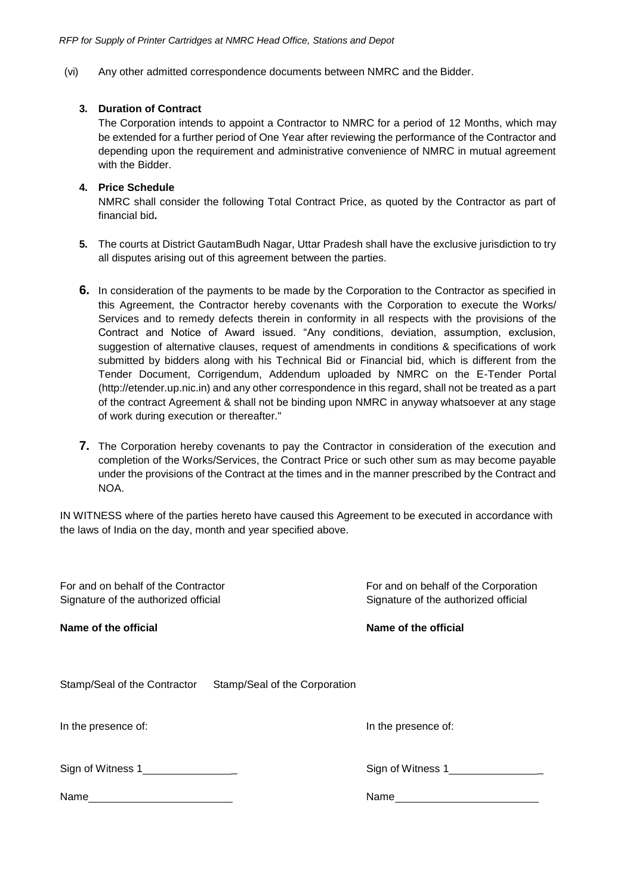(vi) Any other admitted correspondence documents between NMRC and the Bidder.

**3. Duration of Contract**

The Corporation intends to appoint a Contractor to NMRC for a period of 12 Months, which may be extended for a further period of One Year after reviewing the performance of the Contractor and depending upon the requirement and administrative convenience of NMRC in mutual agreement with the Bidder.

**4. Price Schedule**

NMRC shall consider the following Total Contract Price, as quoted by the Contractor as part of financial bid**.**

**5.** The courts at District GautamBudh Nagar, Uttar Pradesh shall have the exclusive jurisdiction to try all disputes arising out of this agreement between the parties.

**6.** In consideration of the payments to be made by the Corporation to the Contractor as specified in this Agreement, the Contractor hereby covenants with the Corporation to execute the Works/ Services and to remedy defects therein in conformity in all respects with the provisions of the Contract and Notice of Award issued. "Any conditions, deviation, assumption, exclusion, suggestion of alternative clauses, request of amendments in conditions & specifications of work submitted by bidders along with his Technical Bid or Financial bid, which is different from the Tender Document, Corrigendum, Addendum uploaded by NMRC on the E-Tender Portal (http://etender.up.nic.in) and any other correspondence in this regard, shall not be treated as a part of the contract Agreement & shall not be binding upon NMRC in anyway whatsoever at any stage of work during execution or thereafter."

**7.** The Corporation hereby covenants to pay the Contractor in consideration of the execution and completion of the Works/Services, the Contract Price or such other sum as may become payable under the provisions of the Contract at the times and in the manner prescribed by the Contract and NOA.

IN WITNESS where of the parties hereto have caused this Agreement to be executed in accordance with the laws of India on the day, month and year specified above.

For and on behalf of the Contractor
Signature of the authorized official

**Name of the official**

For and on behalf of the Corporation
Signature of the authorized official

**Name of the official**

Stamp/Seal of the Contractor    Stamp/Seal of the Corporation

In the presence of:

Sign of Witness 1_______________

Name_______________________

In the presence of:

Sign of Witness 1_______________

Name_______________________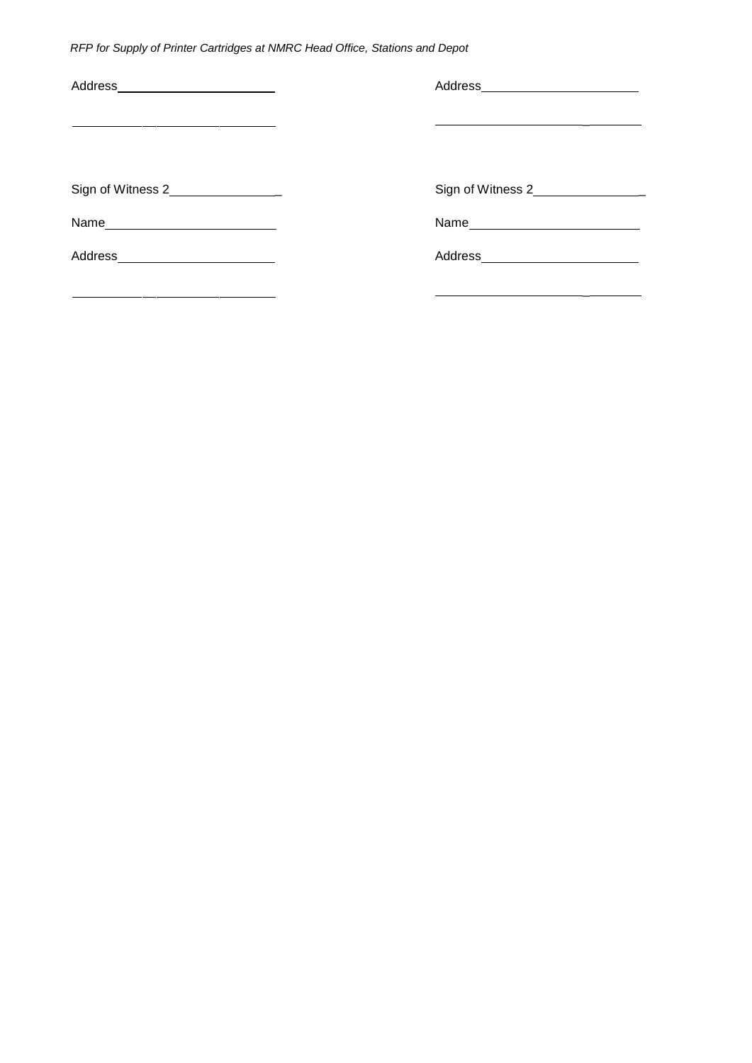| Address______________________ | Address______________________ |
|---|---|
| ______________________________ | ______________________________ |
| Sign of Witness 2_______________ | Sign of Witness 2_______________ |
| Name________________________ | Name________________________ |
| Address______________________ | Address______________________ |
| ______________________________ | ______________________________ |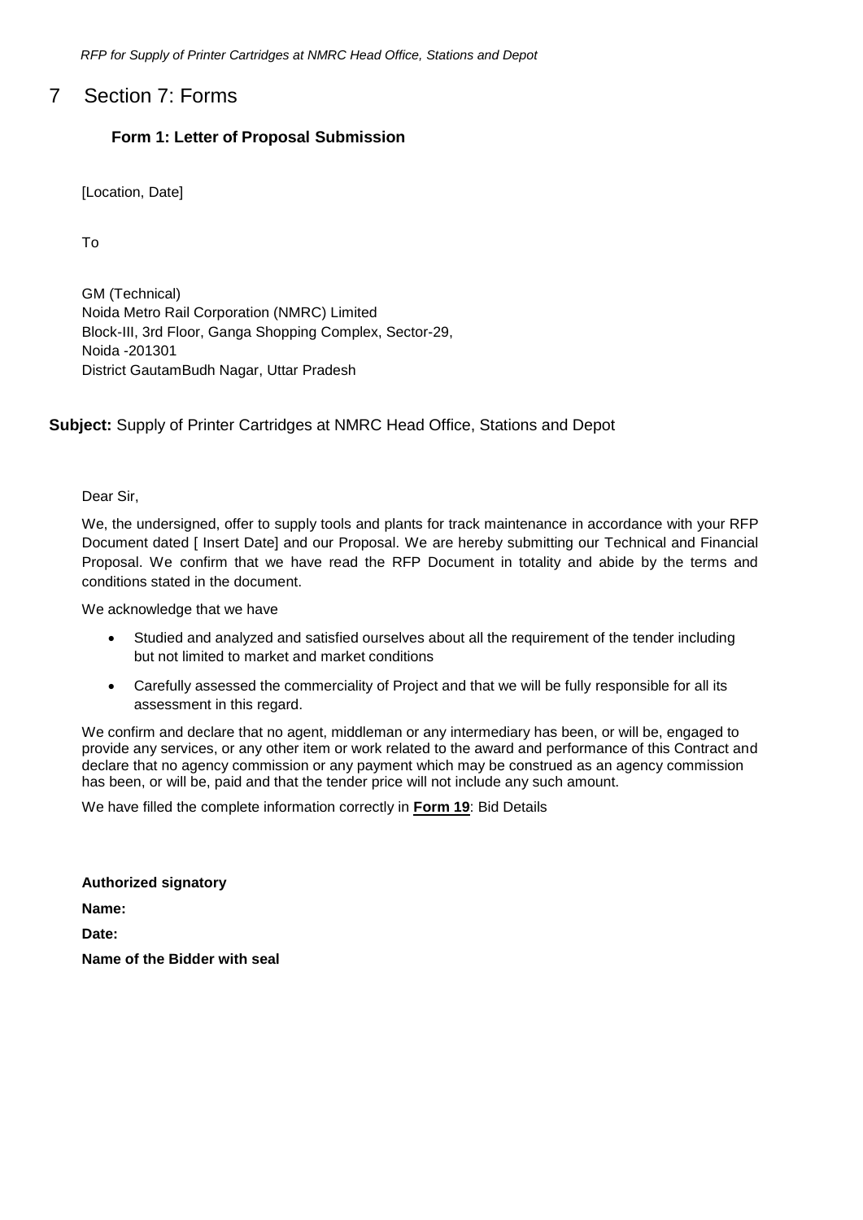# 7 Section 7: Forms

### Form 1: Letter of Proposal Submission

[Location, Date]

To

GM (Technical)
Noida Metro Rail Corporation (NMRC) Limited
Block-III, 3rd Floor, Ganga Shopping Complex, Sector-29,
Noida -201301
District GautamBudh Nagar, Uttar Pradesh

**Subject:** Supply of Printer Cartridges at NMRC Head Office, Stations and Depot

Dear Sir,

We, the undersigned, offer to supply tools and plants for track maintenance in accordance with your RFP Document dated [ Insert Date] and our Proposal. We are hereby submitting our Technical and Financial Proposal. We confirm that we have read the RFP Document in totality and abide by the terms and conditions stated in the document.

We acknowledge that we have

- Studied and analyzed and satisfied ourselves about all the requirement of the tender including but not limited to market and market conditions
- Carefully assessed the commerciality of Project and that we will be fully responsible for all its assessment in this regard.

We confirm and declare that no agent, middleman or any intermediary has been, or will be, engaged to provide any services, or any other item or work related to the award and performance of this Contract and declare that no agency commission or any payment which may be construed as an agency commission has been, or will be, paid and that the tender price will not include any such amount.

We have filled the complete information correctly in **Form 19**: Bid Details

**Authorized signatory**

**Name:**

**Date:**

**Name of the Bidder with seal**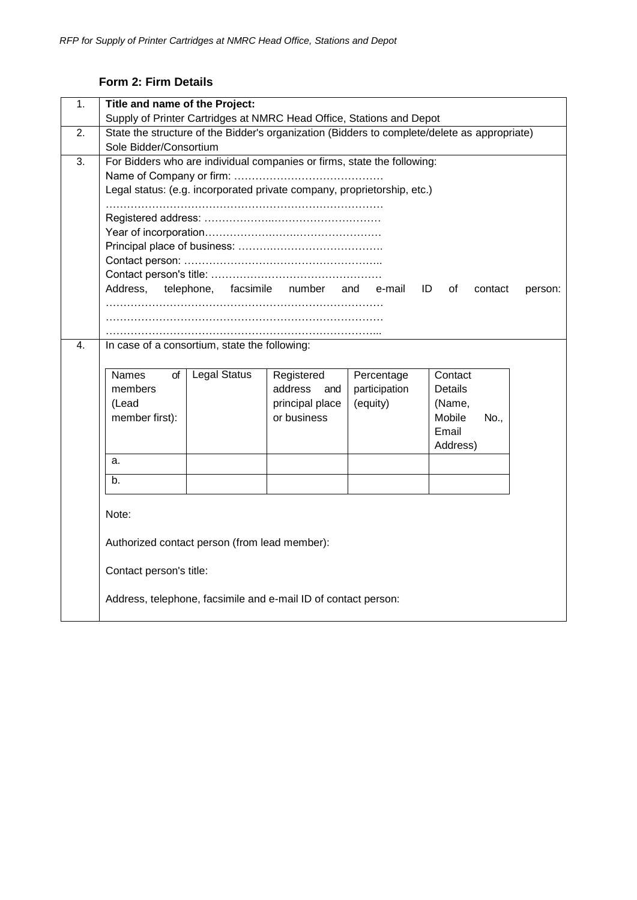### Form 2: Firm Details

| | |
|---|---|
| 1. | **Title and name of the Project:**<br>Supply of Printer Cartridges at NMRC Head Office, Stations and Depot |
| 2. | State the structure of the Bidder's organization (Bidders to complete/delete as appropriate)<br>Sole Bidder/Consortium |
| 3. | For Bidders who are individual companies or firms, state the following:<br>Name of Company or firm: ……………………………………<br>Legal status: (e.g. incorporated private company, proprietorship, etc.)<br>……………………………………………………………………<br>Registered address: ……………..…………………………<br>Year of incorporation…………………….………………….<br>Principal place of business: ……..…………………………….<br>Contact person: ………………………………………………..<br>Contact person's title: …………………………………………<br>Address, telephone, facsimile number and e-mail ID of contact person:<br>……………………………………………………………………<br>……………………………………………………………………<br>…………………………………………………………………... |
| 4. | In case of a consortium, state the following:<br><br>(see table below)<br><br>Note:<br><br>Authorized contact person (from lead member):<br><br>Contact person's title:<br><br>Address, telephone, facsimile and e-mail ID of contact person: |

| Names of members (Lead member first): | Legal Status | Registered address and principal place or business | Percentage participation (equity) | Contact Details (Name, Mobile No., Email Address) |
|---|---|---|---|---|
| a. | | | | |
| b. | | | | |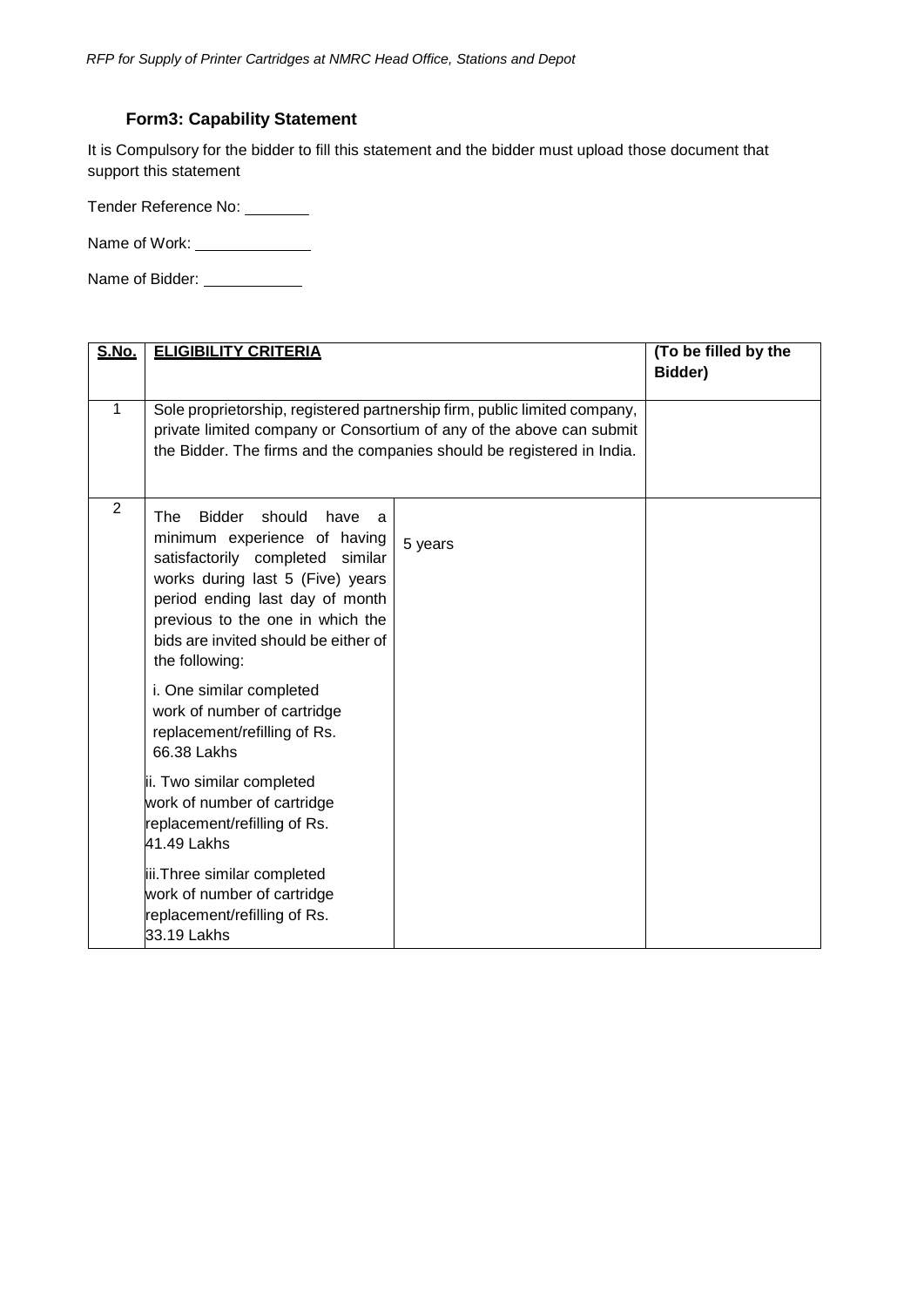### Form3: Capability Statement

It is Compulsory for the bidder to fill this statement and the bidder must upload those document that support this statement

Tender Reference No: ________

Name of Work: ______________

Name of Bidder: ____________

| S.No. | ELIGIBILITY CRITERIA | | (To be filled by the Bidder) |
|---|---|---|---|
| 1 | Sole proprietorship, registered partnership firm, public limited company, private limited company or Consortium of any of the above can submit the Bidder. The firms and the companies should be registered in India. | | |
| 2 | The Bidder should have a minimum experience of having satisfactorily completed similar works during last 5 (Five) years period ending last day of month previous to the one in which the bids are invited should be either of the following:<br><br>i. One similar completed work of number of cartridge replacement/refilling of Rs. 66.38 Lakhs<br><br>ii. Two similar completed work of number of cartridge replacement/refilling of Rs. 41.49 Lakhs<br><br>iii. Three similar completed work of number of cartridge replacement/refilling of Rs. 33.19 Lakhs | 5 years | |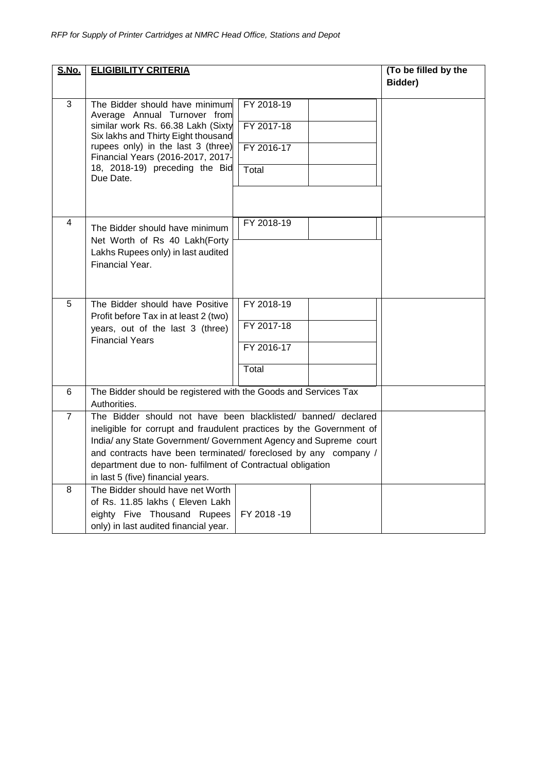| S.No. | ELIGIBILITY CRITERIA | | | (To be filled by the Bidder) |
|---|---|---|---|---|
| 3 | The Bidder should have minimum Average Annual Turnover from similar work Rs. 66.38 Lakh (Sixty Six lakhs and Thirty Eight thousand rupees only) in the last 3 (three) Financial Years (2016-2017, 2017-18, 2018-19) preceding the Bid Due Date. | FY 2018-19 | | |
| | | FY 2017-18 | | |
| | | FY 2016-17 | | |
| | | Total | | |
| 4 | The Bidder should have minimum Net Worth of Rs 40 Lakh(Forty Lakhs Rupees only) in last audited Financial Year. | FY 2018-19 | | |
| 5 | The Bidder should have Positive Profit before Tax in at least 2 (two) years, out of the last 3 (three) Financial Years | FY 2018-19 | | |
| | | FY 2017-18 | | |
| | | FY 2016-17 | | |
| | | Total | | |
| 6 | The Bidder should be registered with the Goods and Services Tax Authorities. | | | |
| 7 | The Bidder should not have been blacklisted/ banned/ declared ineligible for corrupt and fraudulent practices by the Government of India/ any State Government/ Government Agency and Supreme court and contracts have been terminated/ foreclosed by any company / department due to non- fulfilment of Contractual obligation in last 5 (five) financial years. | | | |
| 8 | The Bidder should have net Worth of Rs. 11.85 lakhs ( Eleven Lakh eighty Five Thousand Rupees only) in last audited financial year. | FY 2018 -19 | | |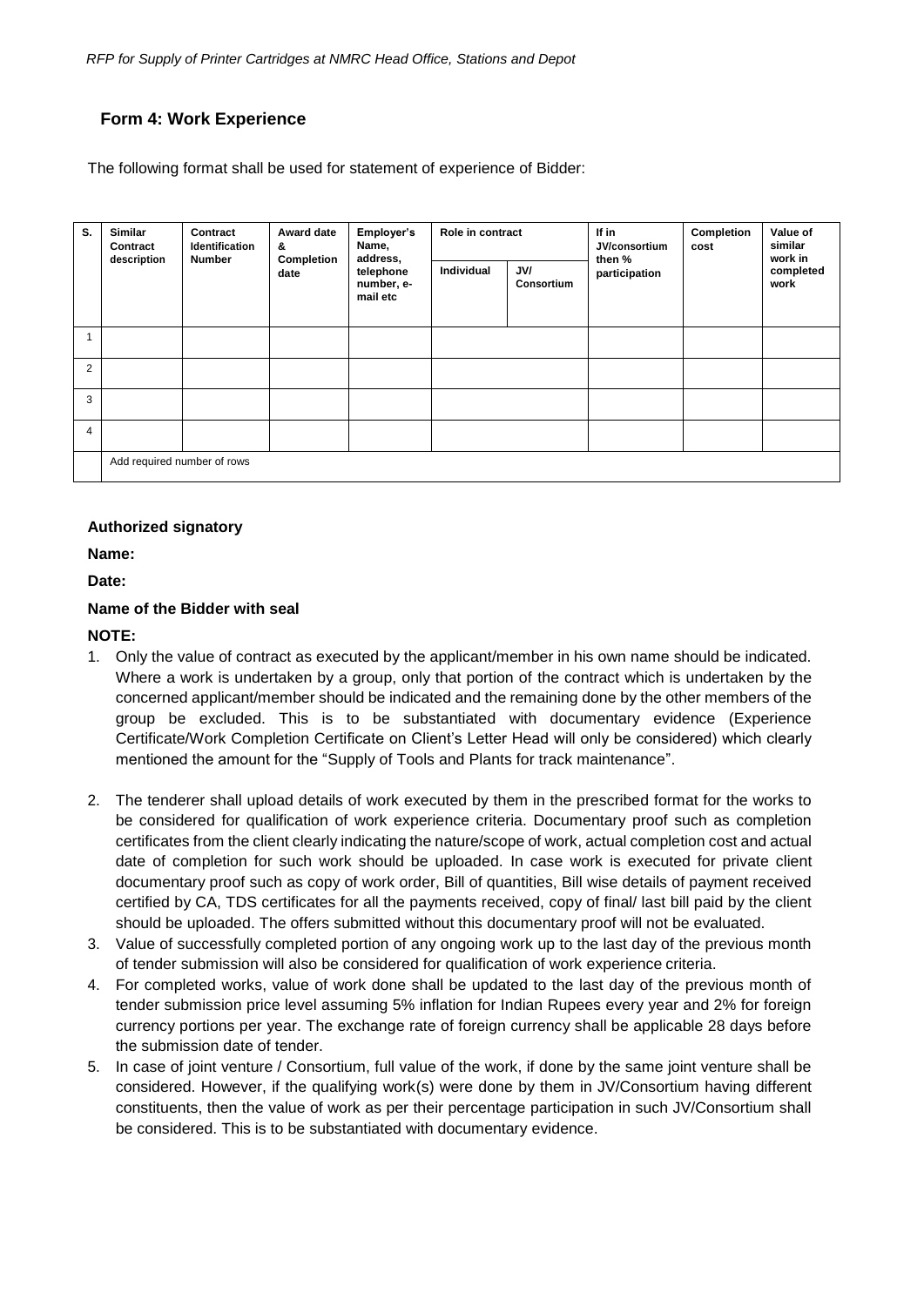## Form 4: Work Experience

The following format shall be used for statement of experience of Bidder:

| S. | Similar Contract description | Contract Identification Number | Award date & Completion date | Employer's Name, address, telephone number, e-mail etc | Role in contract | | If in JV/consortium then % participation | Completion cost | Value of similar work in completed work |
|---|---|---|---|---|---|---|---|---|---|
| | | | | | Individual | JV/ Consortium | | | |
| 1 | | | | | | | | | |
| 2 | | | | | | | | | |
| 3 | | | | | | | | | |
| 4 | | | | | | | | | |
| | Add required number of rows | | | | | | | | |

**Authorized signatory**

**Name:**

**Date:**

**Name of the Bidder with seal**

**NOTE:**

1. Only the value of contract as executed by the applicant/member in his own name should be indicated. Where a work is undertaken by a group, only that portion of the contract which is undertaken by the concerned applicant/member should be indicated and the remaining done by the other members of the group be excluded. This is to be substantiated with documentary evidence (Experience Certificate/Work Completion Certificate on Client's Letter Head will only be considered) which clearly mentioned the amount for the "Supply of Tools and Plants for track maintenance".

2. The tenderer shall upload details of work executed by them in the prescribed format for the works to be considered for qualification of work experience criteria. Documentary proof such as completion certificates from the client clearly indicating the nature/scope of work, actual completion cost and actual date of completion for such work should be uploaded. In case work is executed for private client documentary proof such as copy of work order, Bill of quantities, Bill wise details of payment received certified by CA, TDS certificates for all the payments received, copy of final/ last bill paid by the client should be uploaded. The offers submitted without this documentary proof will not be evaluated.
3. Value of successfully completed portion of any ongoing work up to the last day of the previous month of tender submission will also be considered for qualification of work experience criteria.
4. For completed works, value of work done shall be updated to the last day of the previous month of tender submission price level assuming 5% inflation for Indian Rupees every year and 2% for foreign currency portions per year. The exchange rate of foreign currency shall be applicable 28 days before the submission date of tender.
5. In case of joint venture / Consortium, full value of the work, if done by the same joint venture shall be considered. However, if the qualifying work(s) were done by them in JV/Consortium having different constituents, then the value of work as per their percentage participation in such JV/Consortium shall be considered. This is to be substantiated with documentary evidence.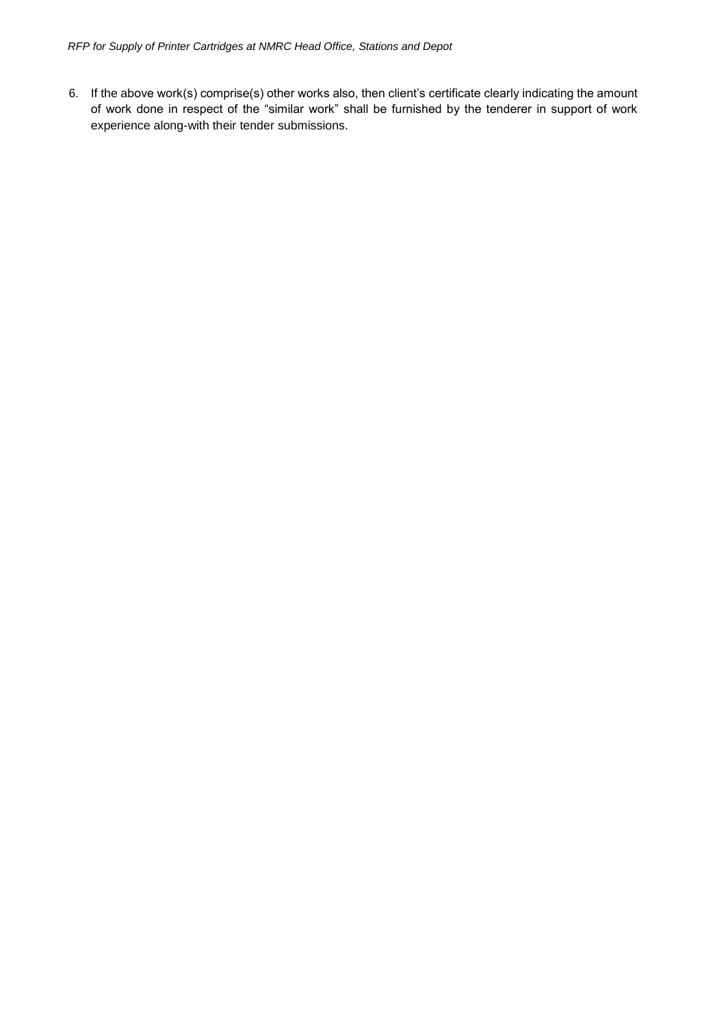6. If the above work(s) comprise(s) other works also, then client's certificate clearly indicating the amount of work done in respect of the "similar work" shall be furnished by the tenderer in support of work experience along-with their tender submissions.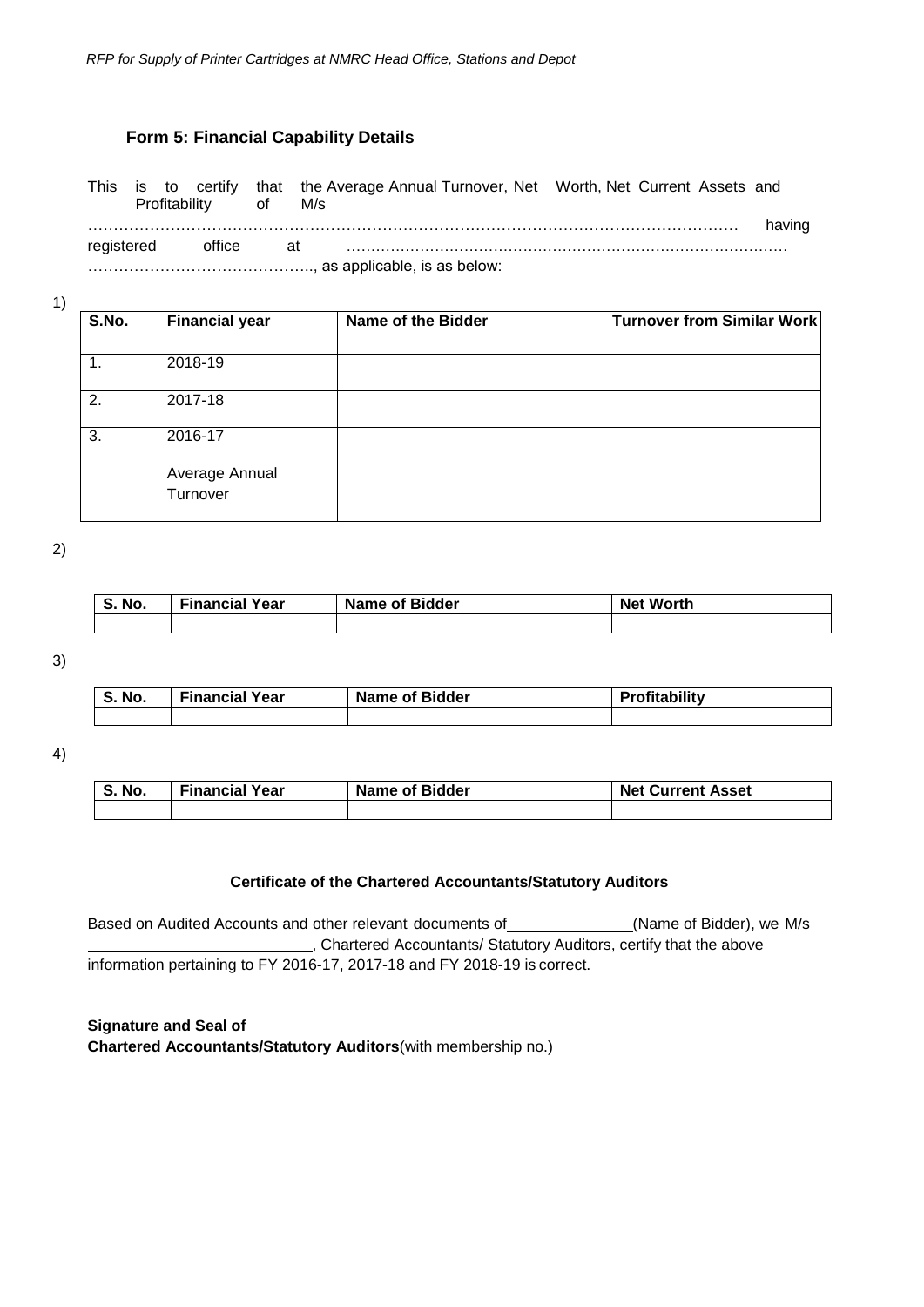## Form 5: Financial Capability Details

This is to certify that the Average Annual Turnover, Net Worth, Net Current Assets and Profitability of M/s ………………………………………………………………………………………………………………… having registered office at ……………………………………………………………………………… …………………………………….., as applicable, is as below:

1)

| S.No. | Financial year | Name of the Bidder | Turnover from Similar Work |
|---|---|---|---|
| 1. | 2018-19 | | |
| 2. | 2017-18 | | |
| 3. | 2016-17 | | |
| | Average Annual Turnover | | |

2)

| S. No. | Financial Year | Name of Bidder | Net Worth |
|---|---|---|---|
| | | | |

3)

| S. No. | Financial Year | Name of Bidder | Profitability |
|---|---|---|---|
| | | | |

4)

| S. No. | Financial Year | Name of Bidder | Net Current Asset |
|---|---|---|---|
| | | | |

**Certificate of the Chartered Accountants/Statutory Auditors**

Based on Audited Accounts and other relevant documents of ______________ (Name of Bidder), we M/s ____________________________, Chartered Accountants/ Statutory Auditors, certify that the above information pertaining to FY 2016-17, 2017-18 and FY 2018-19 is correct.

**Signature and Seal of**
**Chartered Accountants/Statutory Auditors**(with membership no.)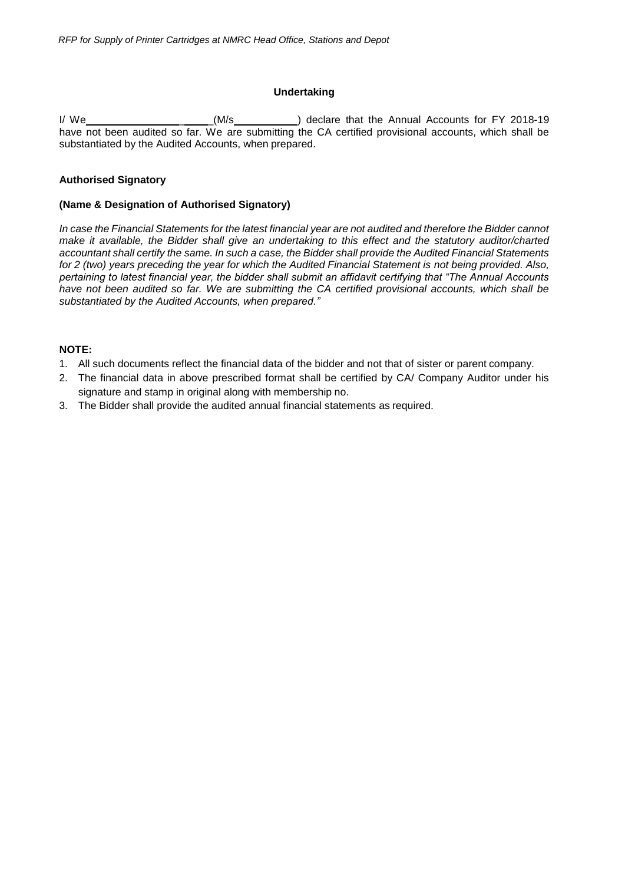**Undertaking**

I/ We\_\_\_\_\_\_\_\_\_\_\_\_\_\_\_\_\_\_\_\_\_\_ (M/s\_\_\_\_\_\_\_\_\_\_\_\_) declare that the Annual Accounts for FY 2018-19 have not been audited so far. We are submitting the CA certified provisional accounts, which shall be substantiated by the Audited Accounts, when prepared.

**Authorised Signatory**

**(Name & Designation of Authorised Signatory)**

*In case the Financial Statements for the latest financial year are not audited and therefore the Bidder cannot make it available, the Bidder shall give an undertaking to this effect and the statutory auditor/charted accountant shall certify the same. In such a case, the Bidder shall provide the Audited Financial Statements for 2 (two) years preceding the year for which the Audited Financial Statement is not being provided. Also, pertaining to latest financial year, the bidder shall submit an affidavit certifying that "The Annual Accounts have not been audited so far. We are submitting the CA certified provisional accounts, which shall be substantiated by the Audited Accounts, when prepared."*

**NOTE:**

1. All such documents reflect the financial data of the bidder and not that of sister or parent company.
2. The financial data in above prescribed format shall be certified by CA/ Company Auditor under his signature and stamp in original along with membership no.
3. The Bidder shall provide the audited annual financial statements as required.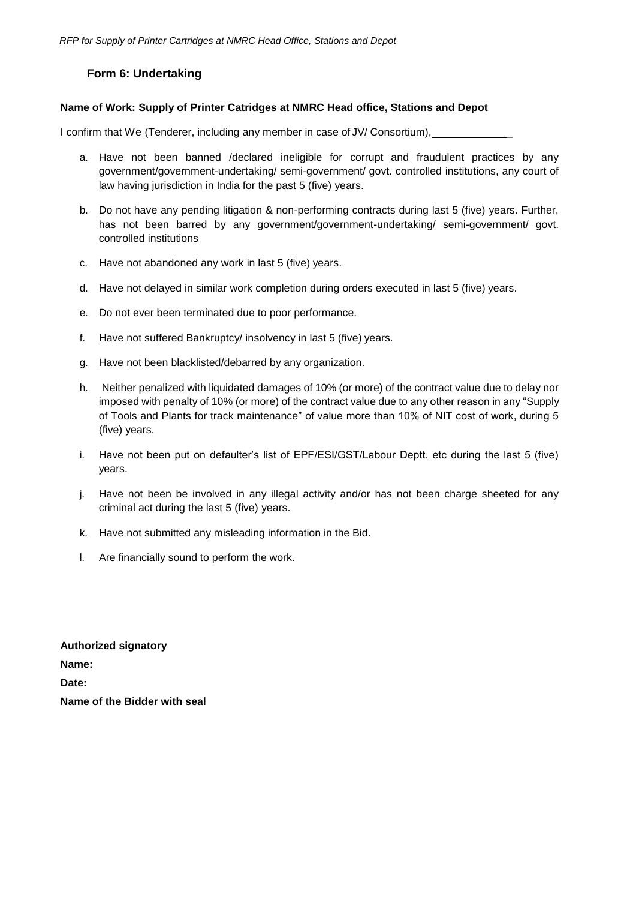## Form 6: Undertaking

**Name of Work: Supply of Printer Catridges at NMRC Head office, Stations and Depot**

I confirm that We (Tenderer, including any member in case of JV/ Consortium),_____________

a. Have not been banned /declared ineligible for corrupt and fraudulent practices by any government/government-undertaking/ semi-government/ govt. controlled institutions, any court of law having jurisdiction in India for the past 5 (five) years.

b. Do not have any pending litigation & non-performing contracts during last 5 (five) years. Further, has not been barred by any government/government-undertaking/ semi-government/ govt. controlled institutions

c. Have not abandoned any work in last 5 (five) years.

d. Have not delayed in similar work completion during orders executed in last 5 (five) years.

e. Do not ever been terminated due to poor performance.

f. Have not suffered Bankruptcy/ insolvency in last 5 (five) years.

g. Have not been blacklisted/debarred by any organization.

h. Neither penalized with liquidated damages of 10% (or more) of the contract value due to delay nor imposed with penalty of 10% (or more) of the contract value due to any other reason in any "Supply of Tools and Plants for track maintenance" of value more than 10% of NIT cost of work, during 5 (five) years.

i. Have not been put on defaulter's list of EPF/ESI/GST/Labour Deptt. etc during the last 5 (five) years.

j. Have not been be involved in any illegal activity and/or has not been charge sheeted for any criminal act during the last 5 (five) years.

k. Have not submitted any misleading information in the Bid.

l. Are financially sound to perform the work.

**Authorized signatory**

**Name:**

**Date:**

**Name of the Bidder with seal**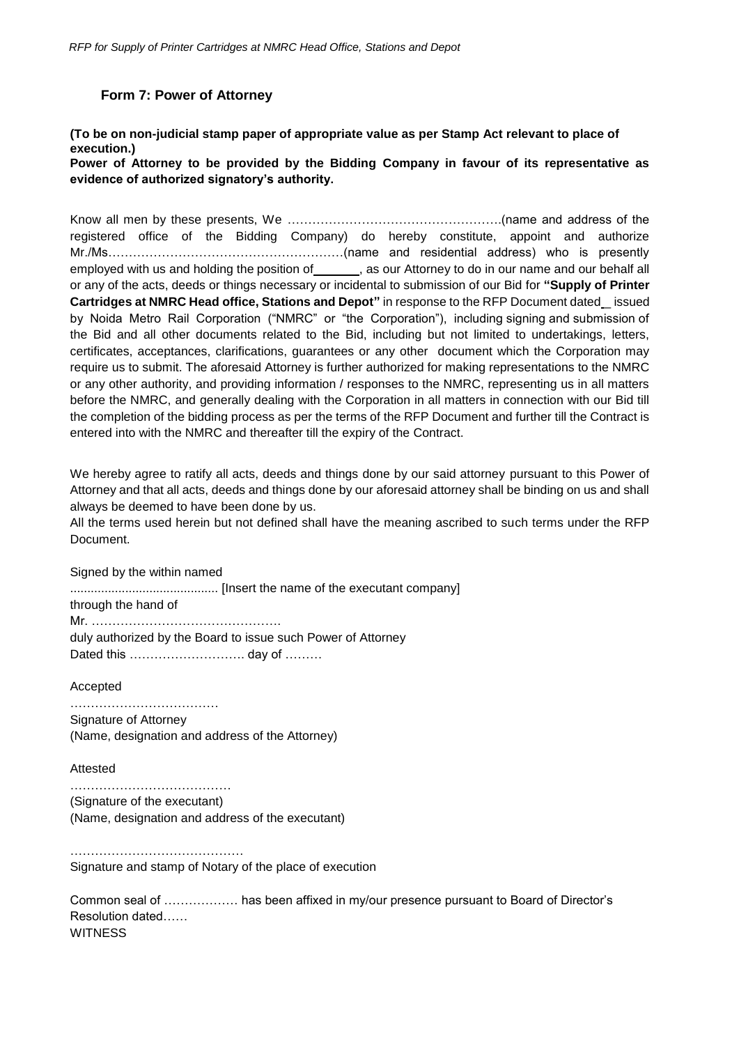## Form 7: Power of Attorney

**(To be on non-judicial stamp paper of appropriate value as per Stamp Act relevant to place of execution.)**

**Power of Attorney to be provided by the Bidding Company in favour of its representative as evidence of authorized signatory's authority.**

Know all men by these presents, We …………………………………………….(name and address of the registered office of the Bidding Company) do hereby constitute, appoint and authorize Mr./Ms…………………………………………………(name and residential address) who is presently employed with us and holding the position of______, as our Attorney to do in our name and our behalf all or any of the acts, deeds or things necessary or incidental to submission of our Bid for **"Supply of Printer Cartridges at NMRC Head office, Stations and Depot"** in response to the RFP Document dated_ issued by Noida Metro Rail Corporation ("NMRC" or "the Corporation"), including signing and submission of the Bid and all other documents related to the Bid, including but not limited to undertakings, letters, certificates, acceptances, clarifications, guarantees or any other document which the Corporation may require us to submit. The aforesaid Attorney is further authorized for making representations to the NMRC or any other authority, and providing information / responses to the NMRC, representing us in all matters before the NMRC, and generally dealing with the Corporation in all matters in connection with our Bid till the completion of the bidding process as per the terms of the RFP Document and further till the Contract is entered into with the NMRC and thereafter till the expiry of the Contract.

We hereby agree to ratify all acts, deeds and things done by our said attorney pursuant to this Power of Attorney and that all acts, deeds and things done by our aforesaid attorney shall be binding on us and shall always be deemed to have been done by us.

All the terms used herein but not defined shall have the meaning ascribed to such terms under the RFP Document.

Signed by the within named

........................................... [Insert the name of the executant company]

through the hand of

Mr. ……………………………………….

duly authorized by the Board to issue such Power of Attorney

Dated this ………………………. day of ………

Accepted

………………………………

Signature of Attorney

(Name, designation and address of the Attorney)

Attested

…………………………………

(Signature of the executant)

(Name, designation and address of the executant)

……………………………………

Signature and stamp of Notary of the place of execution

Common seal of ……………… has been affixed in my/our presence pursuant to Board of Director's Resolution dated……

WITNESS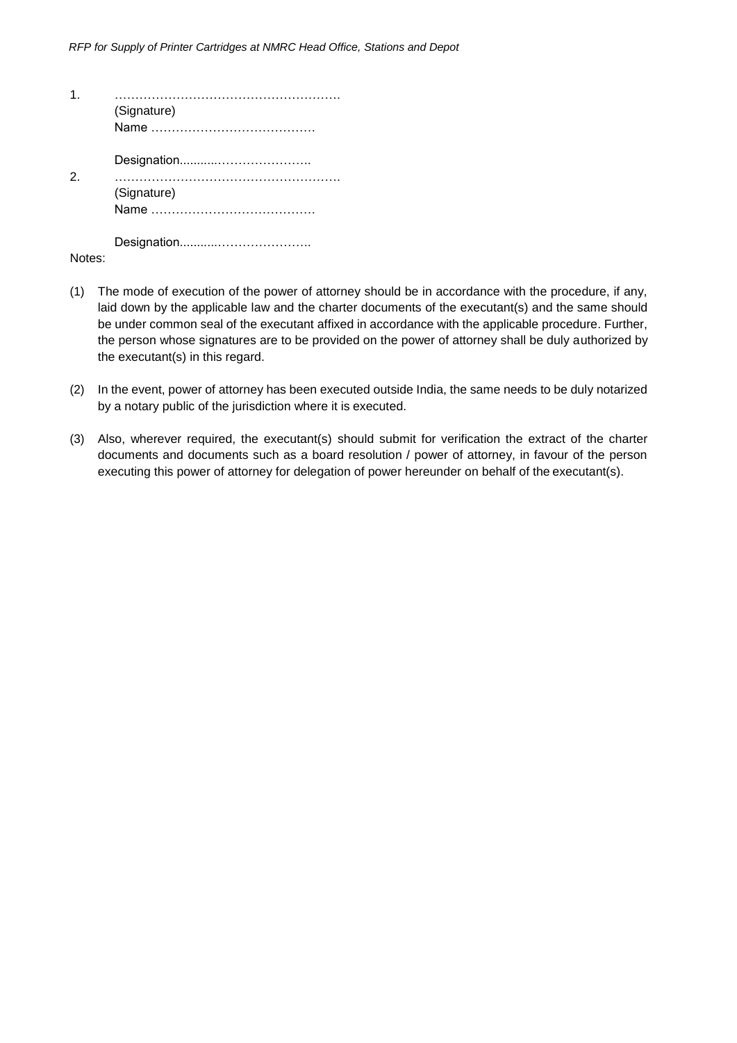1. ………………………………………………
   (Signature)
   Name …………………………………

   Designation...........…………………..

2. ………………………………………………
   (Signature)
   Name …………………………………

   Designation...........…………………..

Notes:

(1) The mode of execution of the power of attorney should be in accordance with the procedure, if any, laid down by the applicable law and the charter documents of the executant(s) and the same should be under common seal of the executant affixed in accordance with the applicable procedure. Further, the person whose signatures are to be provided on the power of attorney shall be duly authorized by the executant(s) in this regard.

(2) In the event, power of attorney has been executed outside India, the same needs to be duly notarized by a notary public of the jurisdiction where it is executed.

(3) Also, wherever required, the executant(s) should submit for verification the extract of the charter documents and documents such as a board resolution / power of attorney, in favour of the person executing this power of attorney for delegation of power hereunder on behalf of the executant(s).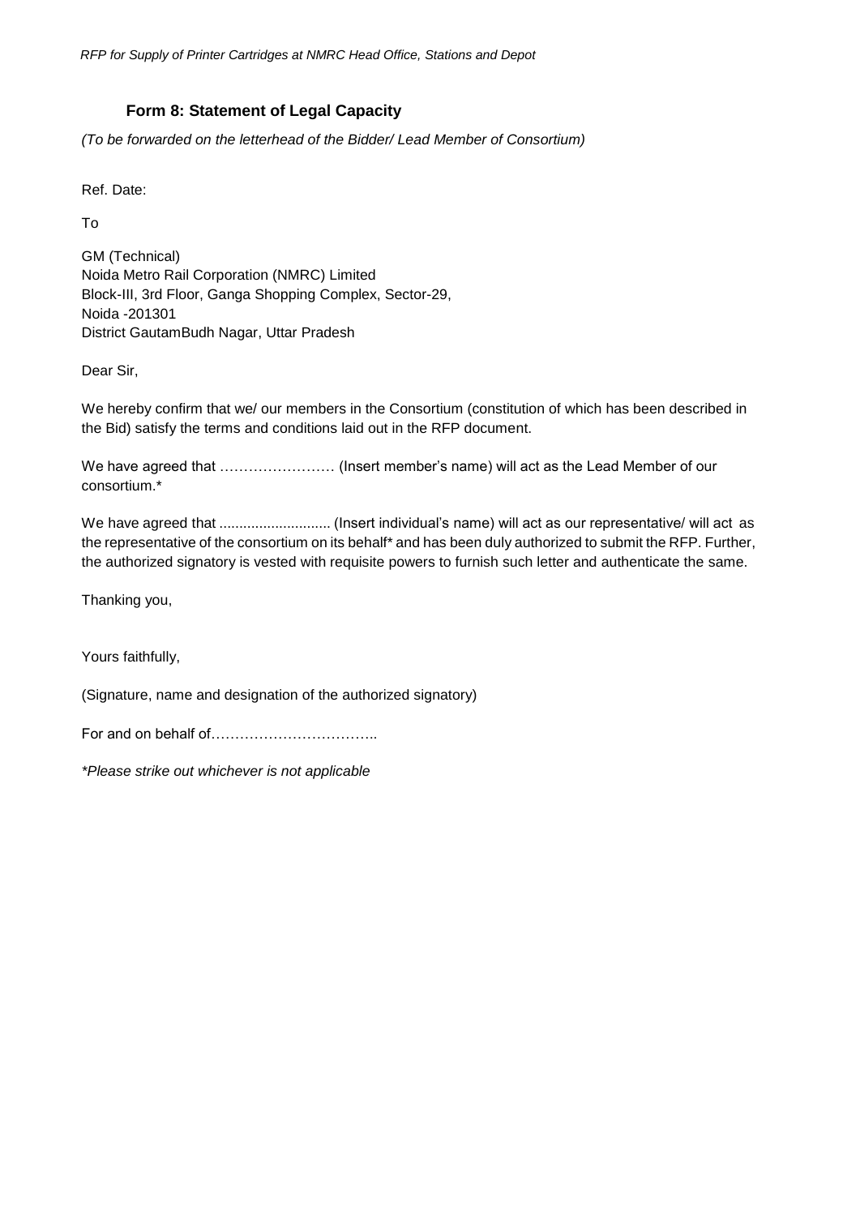## Form 8: Statement of Legal Capacity

*(To be forwarded on the letterhead of the Bidder/ Lead Member of Consortium)*

Ref. Date:

To

GM (Technical)
Noida Metro Rail Corporation (NMRC) Limited
Block-III, 3rd Floor, Ganga Shopping Complex, Sector-29,
Noida -201301
District GautamBudh Nagar, Uttar Pradesh

Dear Sir,

We hereby confirm that we/ our members in the Consortium (constitution of which has been described in the Bid) satisfy the terms and conditions laid out in the RFP document.

We have agreed that …………………… (Insert member's name) will act as the Lead Member of our consortium.*

We have agreed that ........................... (Insert individual's name) will act as our representative/ will act as the representative of the consortium on its behalf* and has been duly authorized to submit the RFP. Further, the authorized signatory is vested with requisite powers to furnish such letter and authenticate the same.

Thanking you,

Yours faithfully,

(Signature, name and designation of the authorized signatory)

For and on behalf of……………………………..

*\*Please strike out whichever is not applicable*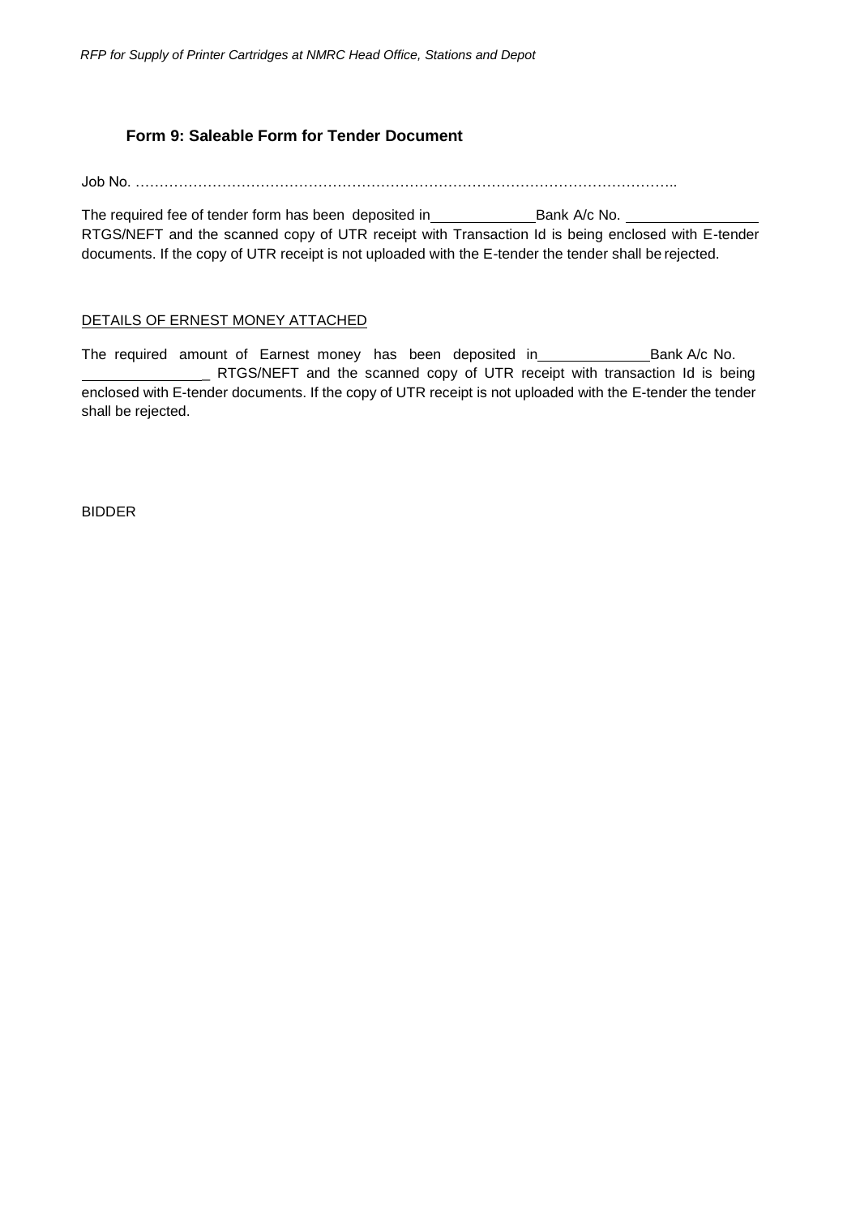### Form 9: Saleable Form for Tender Document

Job No. …………………………………………………………………………………………………..

The required fee of tender form has been deposited in_____________Bank A/c No. ________________ RTGS/NEFT and the scanned copy of UTR receipt with Transaction Id is being enclosed with E-tender documents. If the copy of UTR receipt is not uploaded with the E-tender the tender shall be rejected.

DETAILS OF ERNEST MONEY ATTACHED

The required amount of Earnest money has been deposited in_____________Bank A/c No. _______________ RTGS/NEFT and the scanned copy of UTR receipt with transaction Id is being enclosed with E-tender documents. If the copy of UTR receipt is not uploaded with the E-tender the tender shall be rejected.

BIDDER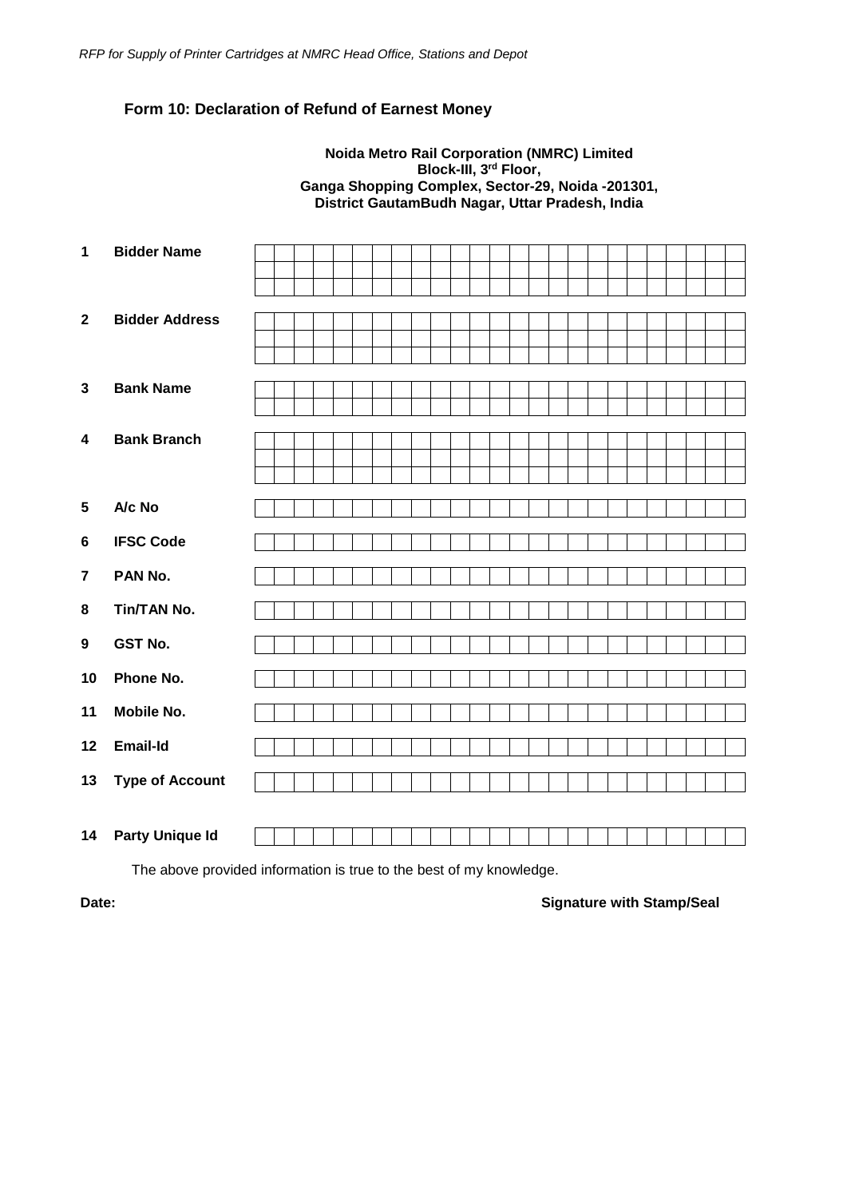## Form 10: Declaration of Refund of Earnest Money

**Noida Metro Rail Corporation (NMRC) Limited**
**Block-III, 3rd Floor,**
**Ganga Shopping Complex, Sector-29, Noida -201301,**
**District GautamBudh Nagar, Uttar Pradesh, India**

| | | |
|---|---|---|
| **1** | **Bidder Name** | |
| **2** | **Bidder Address** | |
| **3** | **Bank Name** | |
| **4** | **Bank Branch** | |
| **5** | **A/c No** | |
| **6** | **IFSC Code** | |
| **7** | **PAN No.** | |
| **8** | **Tin/TAN No.** | |
| **9** | **GST No.** | |
| **10** | **Phone No.** | |
| **11** | **Mobile No.** | |
| **12** | **Email-Id** | |
| **13** | **Type of Account** | |
| **14** | **Party Unique Id** | |

The above provided information is true to the best of my knowledge.

**Date:** **Signature with Stamp/Seal**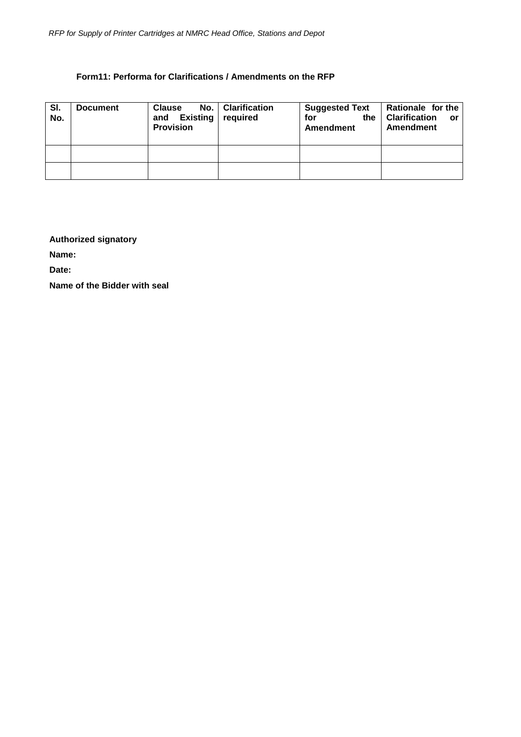**Form11: Performa for Clarifications / Amendments on the RFP**

| Sl. No. | Document | Clause No. and Existing Provision | Clarification required | Suggested Text for the Amendment | Rationale for the Clarification or Amendment |
|---|---|---|---|---|---|
| | | | | | |
| | | | | | |

**Authorized signatory**

**Name:**

**Date:**

**Name of the Bidder with seal**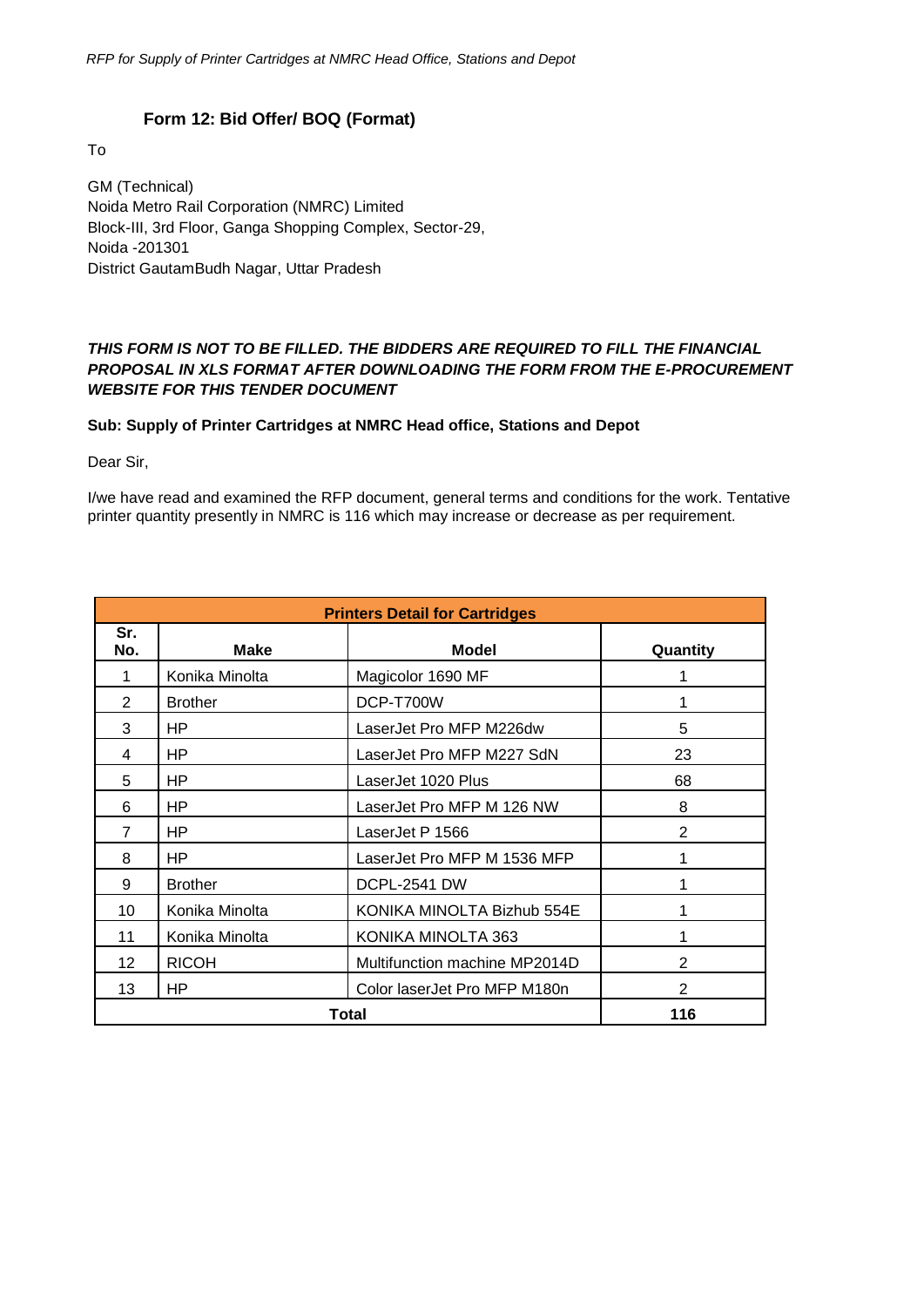## Form 12: Bid Offer/ BOQ (Format)

To

GM (Technical)
Noida Metro Rail Corporation (NMRC) Limited
Block-III, 3rd Floor, Ganga Shopping Complex, Sector-29,
Noida -201301
District GautamBudh Nagar, Uttar Pradesh

***THIS FORM IS NOT TO BE FILLED. THE BIDDERS ARE REQUIRED TO FILL THE FINANCIAL PROPOSAL IN XLS FORMAT AFTER DOWNLOADING THE FORM FROM THE E-PROCUREMENT WEBSITE FOR THIS TENDER DOCUMENT***

**Sub: Supply of Printer Cartridges at NMRC Head office, Stations and Depot**

Dear Sir,

I/we have read and examined the RFP document, general terms and conditions for the work. Tentative printer quantity presently in NMRC is 116 which may increase or decrease as per requirement.

| **Printers Detail for Cartridges** | | | |
|---|---|---|---|
| **Sr. No.** | **Make** | **Model** | **Quantity** |
| 1 | Konika Minolta | Magicolor 1690 MF | 1 |
| 2 | Brother | DCP-T700W | 1 |
| 3 | HP | LaserJet Pro MFP M226dw | 5 |
| 4 | HP | LaserJet Pro MFP M227 SdN | 23 |
| 5 | HP | LaserJet 1020 Plus | 68 |
| 6 | HP | LaserJet Pro MFP M 126 NW | 8 |
| 7 | HP | LaserJet P 1566 | 2 |
| 8 | HP | LaserJet Pro MFP M 1536 MFP | 1 |
| 9 | Brother | DCPL-2541 DW | 1 |
| 10 | Konika Minolta | KONIKA MINOLTA Bizhub 554E | 1 |
| 11 | Konika Minolta | KONIKA MINOLTA 363 | 1 |
| 12 | RICOH | Multifunction machine MP2014D | 2 |
| 13 | HP | Color laserJet Pro MFP M180n | 2 |
| **Total** | | | **116** |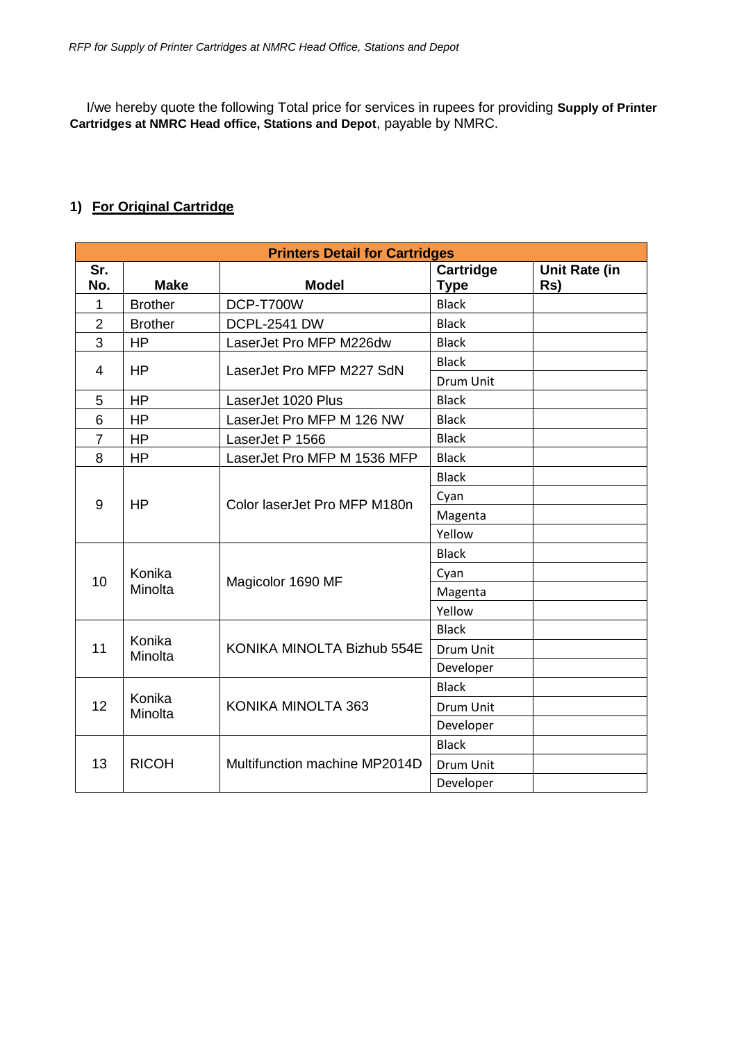I/we hereby quote the following Total price for services in rupees for providing **Supply of Printer Cartridges at NMRC Head office, Stations and Depot**, payable by NMRC.

## 1) For Original Cartridge

| Printers Detail for Cartridges | | | | |
|---|---|---|---|---|
| **Sr. No.** | **Make** | **Model** | **Cartridge Type** | **Unit Rate (in Rs)** |
| 1 | Brother | DCP-T700W | Black | |
| 2 | Brother | DCPL-2541 DW | Black | |
| 3 | HP | LaserJet Pro MFP M226dw | Black | |
| 4 | HP | LaserJet Pro MFP M227 SdN | Black | |
| | | | Drum Unit | |
| 5 | HP | LaserJet 1020 Plus | Black | |
| 6 | HP | LaserJet Pro MFP M 126 NW | Black | |
| 7 | HP | LaserJet P 1566 | Black | |
| 8 | HP | LaserJet Pro MFP M 1536 MFP | Black | |
| 9 | HP | Color laserJet Pro MFP M180n | Black | |
| | | | Cyan | |
| | | | Magenta | |
| | | | Yellow | |
| 10 | Konika Minolta | Magicolor 1690 MF | Black | |
| | | | Cyan | |
| | | | Magenta | |
| | | | Yellow | |
| 11 | Konika Minolta | KONIKA MINOLTA Bizhub 554E | Black | |
| | | | Drum Unit | |
| | | | Developer | |
| 12 | Konika Minolta | KONIKA MINOLTA 363 | Black | |
| | | | Drum Unit | |
| | | | Developer | |
| 13 | RICOH | Multifunction machine MP2014D | Black | |
| | | | Drum Unit | |
| | | | Developer | |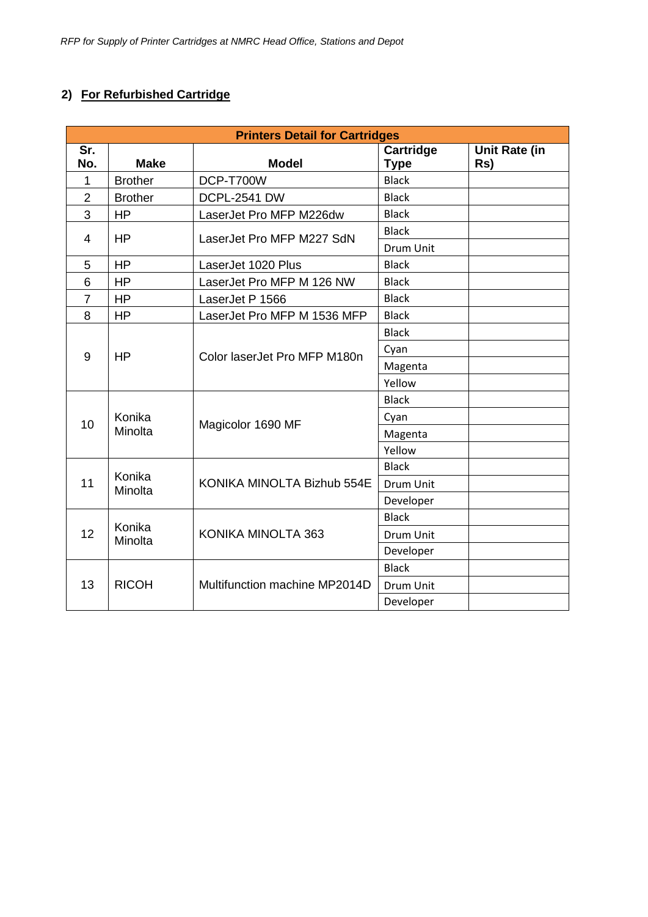## 2) For Refurbished Cartridge

| Printers Detail for Cartridges | | | | |
|---|---|---|---|---|
| Sr. No. | Make | Model | Cartridge Type | Unit Rate (in Rs) |
| 1 | Brother | DCP-T700W | Black | |
| 2 | Brother | DCPL-2541 DW | Black | |
| 3 | HP | LaserJet Pro MFP M226dw | Black | |
| 4 | HP | LaserJet Pro MFP M227 SdN | Black | |
| | | | Drum Unit | |
| 5 | HP | LaserJet 1020 Plus | Black | |
| 6 | HP | LaserJet Pro MFP M 126 NW | Black | |
| 7 | HP | LaserJet P 1566 | Black | |
| 8 | HP | LaserJet Pro MFP M 1536 MFP | Black | |
| 9 | HP | Color laserJet Pro MFP M180n | Black | |
| | | | Cyan | |
| | | | Magenta | |
| | | | Yellow | |
| 10 | Konika Minolta | Magicolor 1690 MF | Black | |
| | | | Cyan | |
| | | | Magenta | |
| | | | Yellow | |
| 11 | Konika Minolta | KONIKA MINOLTA Bizhub 554E | Black | |
| | | | Drum Unit | |
| | | | Developer | |
| 12 | Konika Minolta | KONIKA MINOLTA 363 | Black | |
| | | | Drum Unit | |
| | | | Developer | |
| 13 | RICOH | Multifunction machine MP2014D | Black | |
| | | | Drum Unit | |
| | | | Developer | |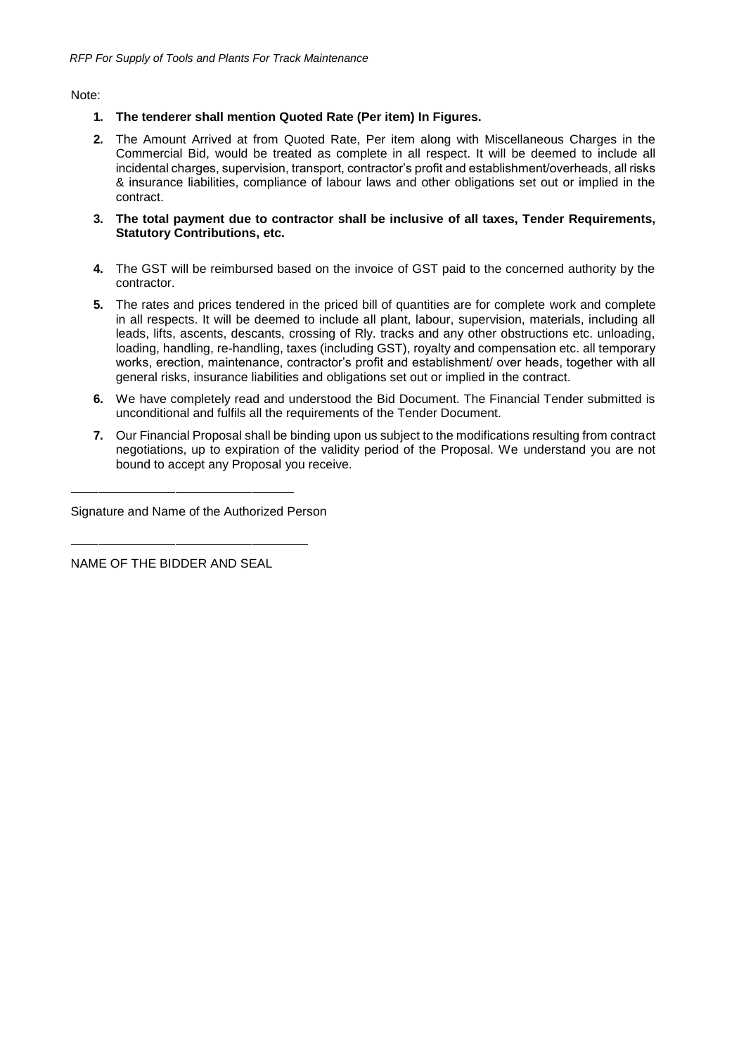Note:

1. **The tenderer shall mention Quoted Rate (Per item) In Figures.**
2. The Amount Arrived at from Quoted Rate, Per item along with Miscellaneous Charges in the Commercial Bid, would be treated as complete in all respect. It will be deemed to include all incidental charges, supervision, transport, contractor's profit and establishment/overheads, all risks & insurance liabilities, compliance of labour laws and other obligations set out or implied in the contract.
3. **The total payment due to contractor shall be inclusive of all taxes, Tender Requirements, Statutory Contributions, etc.**
4. The GST will be reimbursed based on the invoice of GST paid to the concerned authority by the contractor.
5. The rates and prices tendered in the priced bill of quantities are for complete work and complete in all respects. It will be deemed to include all plant, labour, supervision, materials, including all leads, lifts, ascents, descants, crossing of Rly. tracks and any other obstructions etc. unloading, loading, handling, re-handling, taxes (including GST), royalty and compensation etc. all temporary works, erection, maintenance, contractor's profit and establishment/ over heads, together with all general risks, insurance liabilities and obligations set out or implied in the contract.
6. We have completely read and understood the Bid Document. The Financial Tender submitted is unconditional and fulfils all the requirements of the Tender Document.
7. Our Financial Proposal shall be binding upon us subject to the modifications resulting from contract negotiations, up to expiration of the validity period of the Proposal. We understand you are not bound to accept any Proposal you receive.

\_\_\_\_\_\_\_\_\_\_\_\_\_\_\_\_\_\_\_\_\_\_\_\_\_\_\_\_\_\_

Signature and Name of the Authorized Person

\_\_\_\_\_\_\_\_\_\_\_\_\_\_\_\_\_\_\_\_\_\_\_\_\_\_\_\_\_\_

NAME OF THE BIDDER AND SEAL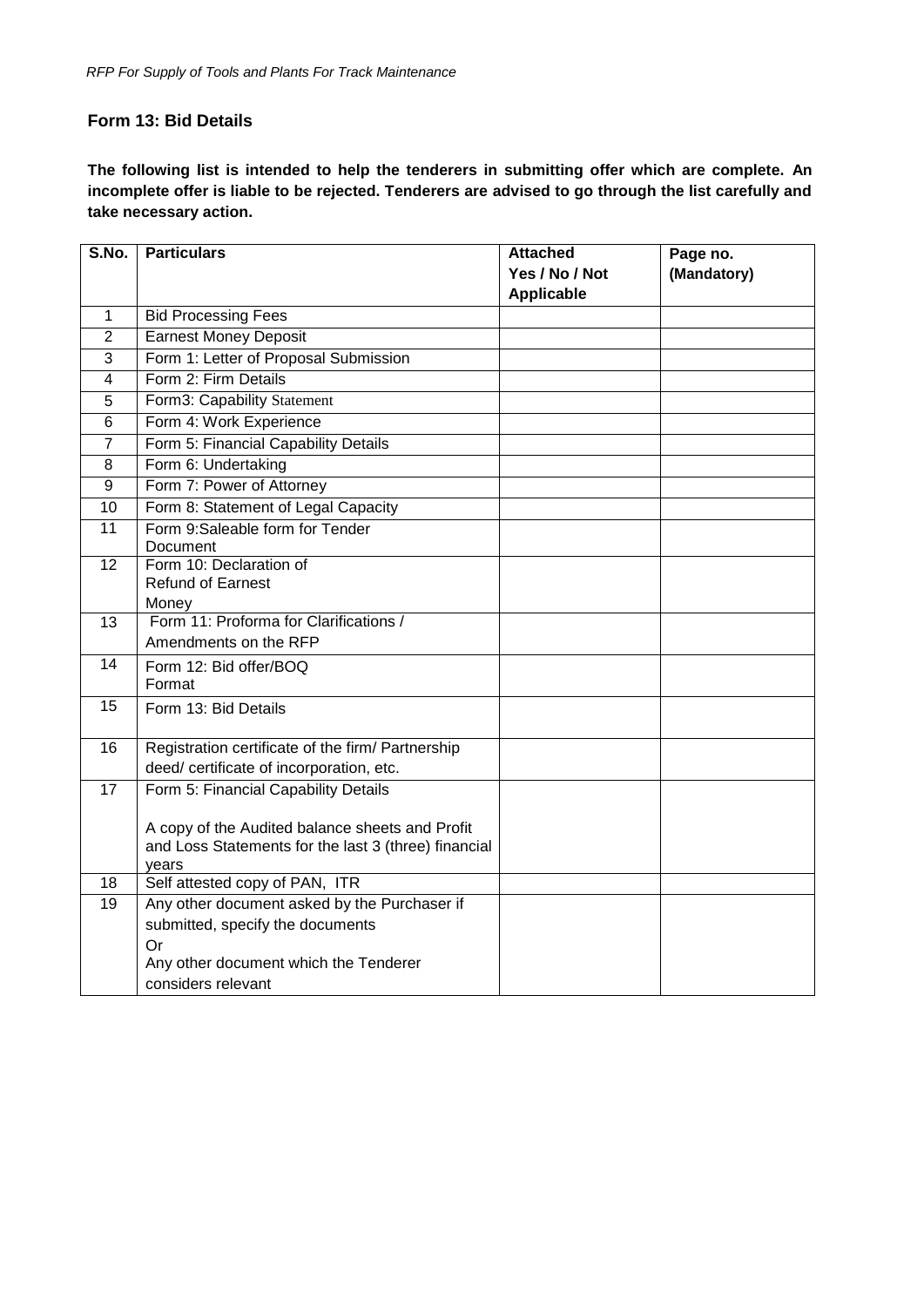## Form 13: Bid Details

**The following list is intended to help the tenderers in submitting offer which are complete. An incomplete offer is liable to be rejected. Tenderers are advised to go through the list carefully and take necessary action.**

| S.No. | Particulars | Attached Yes / No / Not Applicable | Page no. (Mandatory) |
|---|---|---|---|
| 1 | Bid Processing Fees | | |
| 2 | Earnest Money Deposit | | |
| 3 | Form 1: Letter of Proposal Submission | | |
| 4 | Form 2: Firm Details | | |
| 5 | Form3: Capability Statement | | |
| 6 | Form 4: Work Experience | | |
| 7 | Form 5: Financial Capability Details | | |
| 8 | Form 6: Undertaking | | |
| 9 | Form 7: Power of Attorney | | |
| 10 | Form 8: Statement of Legal Capacity | | |
| 11 | Form 9:Saleable form for Tender Document | | |
| 12 | Form 10: Declaration of Refund of Earnest Money | | |
| 13 | Form 11: Proforma for Clarifications / Amendments on the RFP | | |
| 14 | Form 12: Bid offer/BOQ Format | | |
| 15 | Form 13: Bid Details | | |
| 16 | Registration certificate of the firm/ Partnership deed/ certificate of incorporation, etc. | | |
| 17 | Form 5: Financial Capability Details<br><br>A copy of the Audited balance sheets and Profit and Loss Statements for the last 3 (three) financial years | | |
| 18 | Self attested copy of PAN, ITR | | |
| 19 | Any other document asked by the Purchaser if submitted, specify the documents<br>Or<br>Any other document which the Tenderer considers relevant | | |